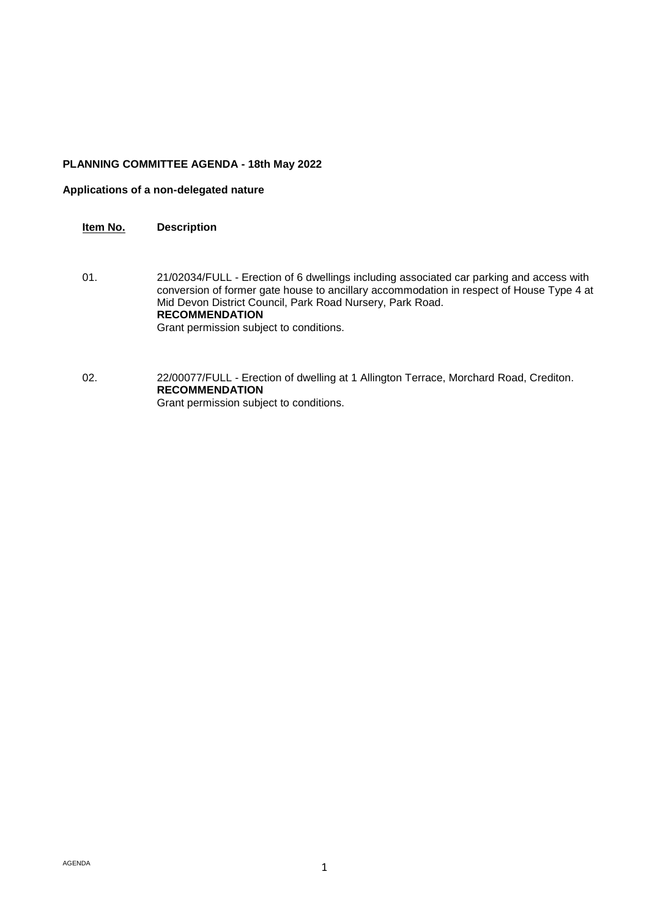**PLANNING COMMITTEE AGENDA - 18th May 2022**

**Applications of a non-delegated nature**

| Item No. | Description |
| --- | --- |
| 01. | 21/02034/FULL - Erection of 6 dwellings including associated car parking and access with conversion of former gate house to ancillary accommodation in respect of House Type 4 at Mid Devon District Council, Park Road Nursery, Park Road.<br>**RECOMMENDATION**<br>Grant permission subject to conditions. |
| 02. | 22/00077/FULL - Erection of dwelling at 1 Allington Terrace, Morchard Road, Crediton.<br>**RECOMMENDATION**<br>Grant permission subject to conditions. |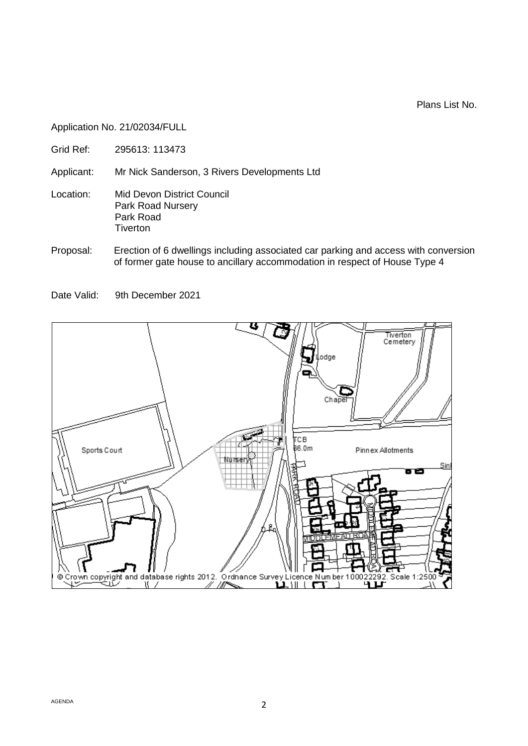Plans List No.

Application No. 21/02034/FULL

Grid Ref: 295613: 113473

Applicant: Mr Nick Sanderson, 3 Rivers Developments Ltd

Location: Mid Devon District Council
Park Road Nursery
Park Road
Tiverton

Proposal: Erection of 6 dwellings including associated car parking and access with conversion of former gate house to ancillary accommodation in respect of House Type 4

Date Valid: 9th December 2021

© Crown copyright and database rights 2012. Ordnance Survey Licence Number 100022292. Scale 1:2500

AGENDA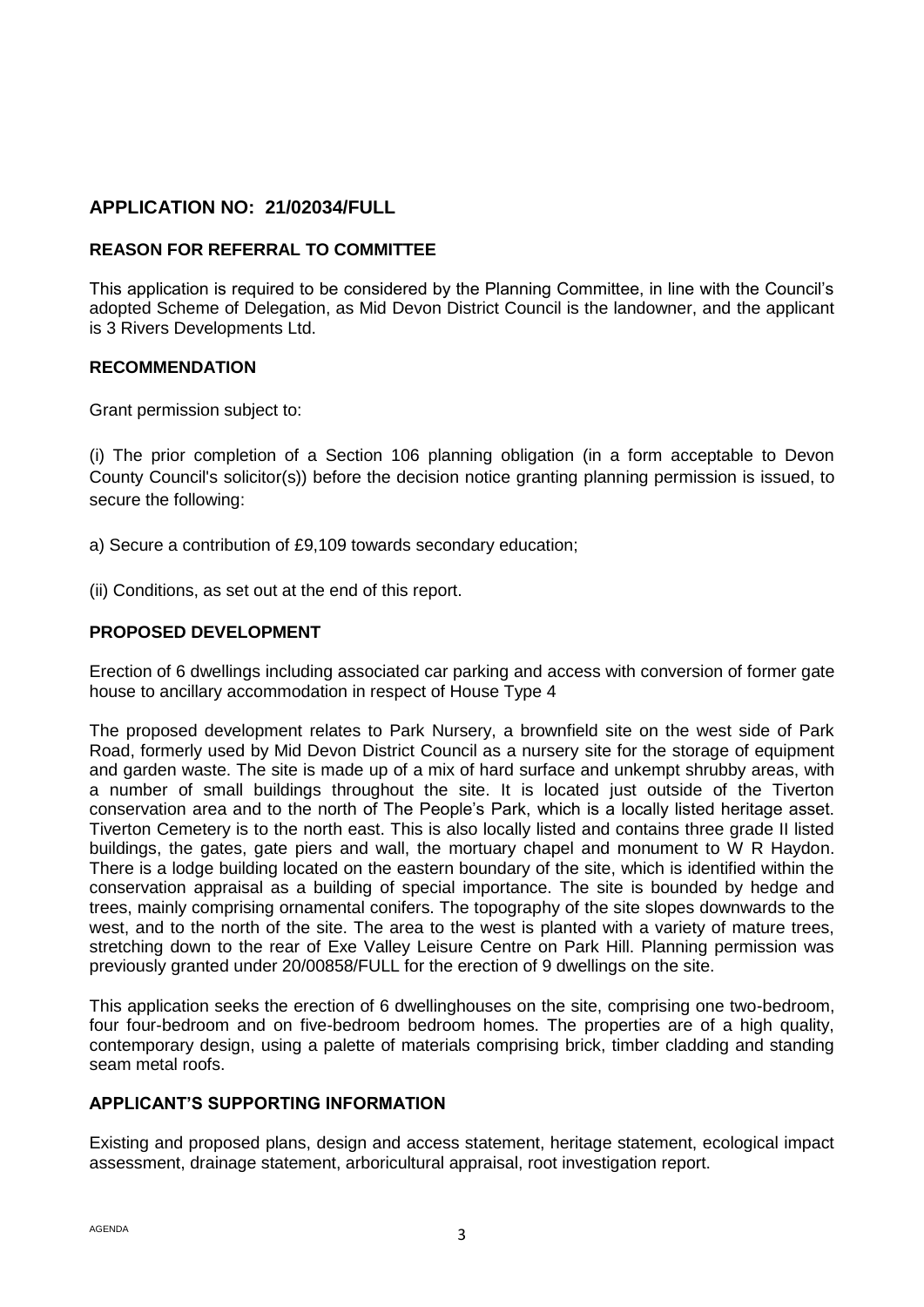## APPLICATION NO: 21/02034/FULL

### REASON FOR REFERRAL TO COMMITTEE

This application is required to be considered by the Planning Committee, in line with the Council's adopted Scheme of Delegation, as Mid Devon District Council is the landowner, and the applicant is 3 Rivers Developments Ltd.

### RECOMMENDATION

Grant permission subject to:

(i) The prior completion of a Section 106 planning obligation (in a form acceptable to Devon County Council's solicitor(s)) before the decision notice granting planning permission is issued, to secure the following:

a) Secure a contribution of £9,109 towards secondary education;

(ii) Conditions, as set out at the end of this report.

### PROPOSED DEVELOPMENT

Erection of 6 dwellings including associated car parking and access with conversion of former gate house to ancillary accommodation in respect of House Type 4

The proposed development relates to Park Nursery, a brownfield site on the west side of Park Road, formerly used by Mid Devon District Council as a nursery site for the storage of equipment and garden waste. The site is made up of a mix of hard surface and unkempt shrubby areas, with a number of small buildings throughout the site. It is located just outside of the Tiverton conservation area and to the north of The People's Park, which is a locally listed heritage asset. Tiverton Cemetery is to the north east. This is also locally listed and contains three grade II listed buildings, the gates, gate piers and wall, the mortuary chapel and monument to W R Haydon. There is a lodge building located on the eastern boundary of the site, which is identified within the conservation appraisal as a building of special importance. The site is bounded by hedge and trees, mainly comprising ornamental conifers. The topography of the site slopes downwards to the west, and to the north of the site. The area to the west is planted with a variety of mature trees, stretching down to the rear of Exe Valley Leisure Centre on Park Hill. Planning permission was previously granted under 20/00858/FULL for the erection of 9 dwellings on the site.

This application seeks the erection of 6 dwellinghouses on the site, comprising one two-bedroom, four four-bedroom and on five-bedroom bedroom homes. The properties are of a high quality, contemporary design, using a palette of materials comprising brick, timber cladding and standing seam metal roofs.

### APPLICANT'S SUPPORTING INFORMATION

Existing and proposed plans, design and access statement, heritage statement, ecological impact assessment, drainage statement, arboricultural appraisal, root investigation report.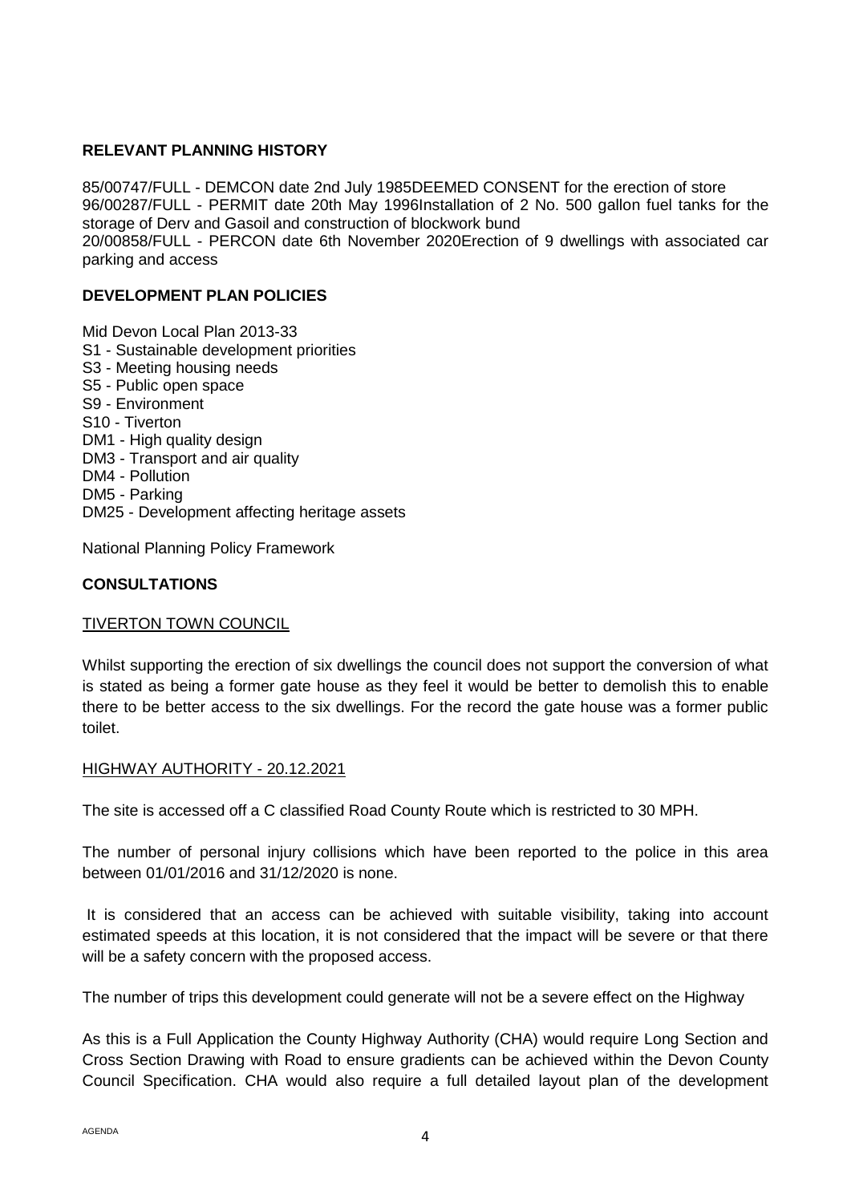**RELEVANT PLANNING HISTORY**

85/00747/FULL - DEMCON date 2nd July 1985DEEMED CONSENT for the erection of store
96/00287/FULL - PERMIT date 20th May 1996Installation of 2 No. 500 gallon fuel tanks for the storage of Derv and Gasoil and construction of blockwork bund
20/00858/FULL - PERCON date 6th November 2020Erection of 9 dwellings with associated car parking and access

**DEVELOPMENT PLAN POLICIES**

Mid Devon Local Plan 2013-33
S1 - Sustainable development priorities
S3 - Meeting housing needs
S5 - Public open space
S9 - Environment
S10 - Tiverton
DM1 - High quality design
DM3 - Transport and air quality
DM4 - Pollution
DM5 - Parking
DM25 - Development affecting heritage assets

National Planning Policy Framework

**CONSULTATIONS**

TIVERTON TOWN COUNCIL

Whilst supporting the erection of six dwellings the council does not support the conversion of what is stated as being a former gate house as they feel it would be better to demolish this to enable there to be better access to the six dwellings. For the record the gate house was a former public toilet.

HIGHWAY AUTHORITY - 20.12.2021

The site is accessed off a C classified Road County Route which is restricted to 30 MPH.

The number of personal injury collisions which have been reported to the police in this area between 01/01/2016 and 31/12/2020 is none.

It is considered that an access can be achieved with suitable visibility, taking into account estimated speeds at this location, it is not considered that the impact will be severe or that there will be a safety concern with the proposed access.

The number of trips this development could generate will not be a severe effect on the Highway

As this is a Full Application the County Highway Authority (CHA) would require Long Section and Cross Section Drawing with Road to ensure gradients can be achieved within the Devon County Council Specification. CHA would also require a full detailed layout plan of the development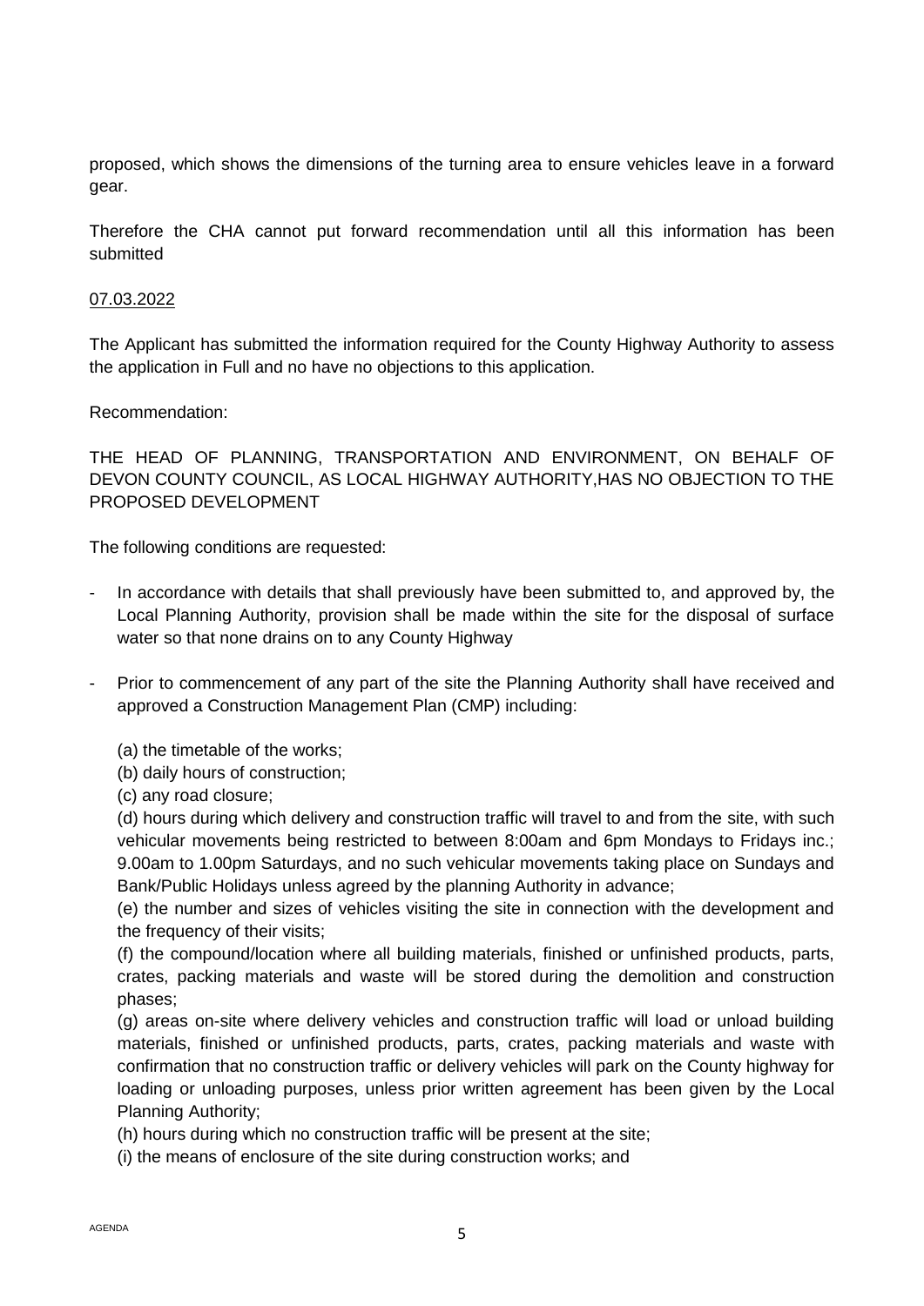proposed, which shows the dimensions of the turning area to ensure vehicles leave in a forward gear.

Therefore the CHA cannot put forward recommendation until all this information has been submitted

07.03.2022

The Applicant has submitted the information required for the County Highway Authority to assess the application in Full and no have no objections to this application.

Recommendation:

THE HEAD OF PLANNING, TRANSPORTATION AND ENVIRONMENT, ON BEHALF OF DEVON COUNTY COUNCIL, AS LOCAL HIGHWAY AUTHORITY,HAS NO OBJECTION TO THE PROPOSED DEVELOPMENT

The following conditions are requested:

- In accordance with details that shall previously have been submitted to, and approved by, the Local Planning Authority, provision shall be made within the site for the disposal of surface water so that none drains on to any County Highway

- Prior to commencement of any part of the site the Planning Authority shall have received and approved a Construction Management Plan (CMP) including:

  (a) the timetable of the works;
  (b) daily hours of construction;
  (c) any road closure;
  (d) hours during which delivery and construction traffic will travel to and from the site, with such vehicular movements being restricted to between 8:00am and 6pm Mondays to Fridays inc.; 9.00am to 1.00pm Saturdays, and no such vehicular movements taking place on Sundays and Bank/Public Holidays unless agreed by the planning Authority in advance;
  (e) the number and sizes of vehicles visiting the site in connection with the development and the frequency of their visits;
  (f) the compound/location where all building materials, finished or unfinished products, parts, crates, packing materials and waste will be stored during the demolition and construction phases;
  (g) areas on-site where delivery vehicles and construction traffic will load or unload building materials, finished or unfinished products, parts, crates, packing materials and waste with confirmation that no construction traffic or delivery vehicles will park on the County highway for loading or unloading purposes, unless prior written agreement has been given by the Local Planning Authority;
  (h) hours during which no construction traffic will be present at the site;
  (i) the means of enclosure of the site during construction works; and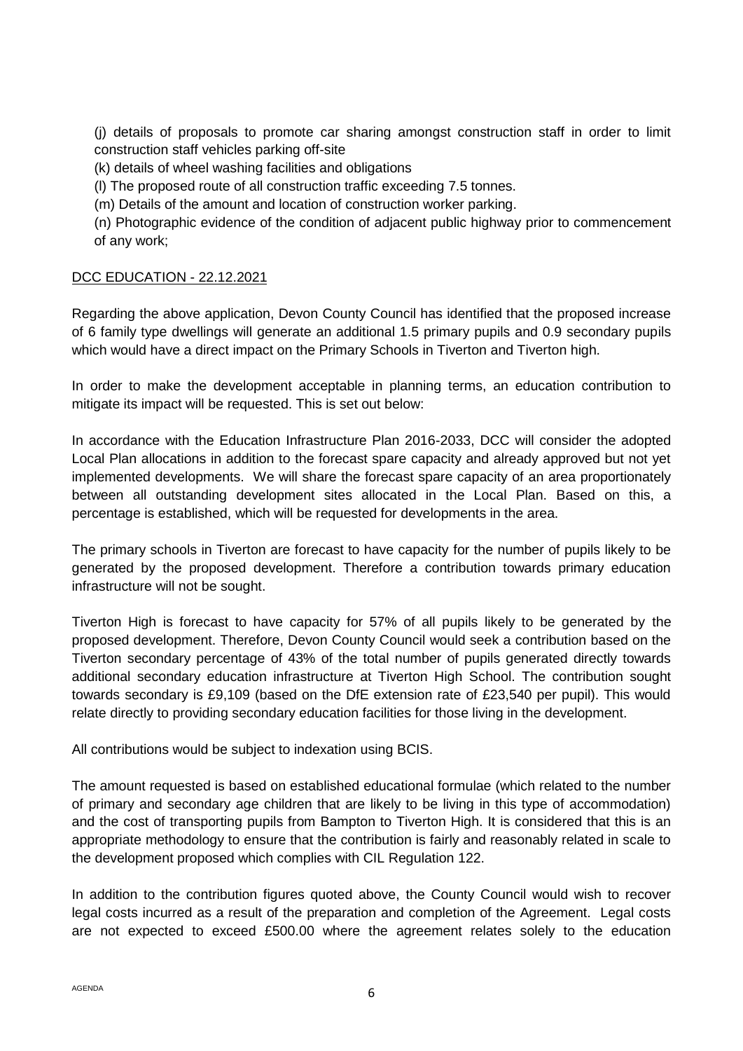(j) details of proposals to promote car sharing amongst construction staff in order to limit construction staff vehicles parking off-site

(k) details of wheel washing facilities and obligations

(l) The proposed route of all construction traffic exceeding 7.5 tonnes.

(m) Details of the amount and location of construction worker parking.

(n) Photographic evidence of the condition of adjacent public highway prior to commencement of any work;

DCC EDUCATION - 22.12.2021

Regarding the above application, Devon County Council has identified that the proposed increase of 6 family type dwellings will generate an additional 1.5 primary pupils and 0.9 secondary pupils which would have a direct impact on the Primary Schools in Tiverton and Tiverton high.

In order to make the development acceptable in planning terms, an education contribution to mitigate its impact will be requested. This is set out below:

In accordance with the Education Infrastructure Plan 2016-2033, DCC will consider the adopted Local Plan allocations in addition to the forecast spare capacity and already approved but not yet implemented developments. We will share the forecast spare capacity of an area proportionately between all outstanding development sites allocated in the Local Plan. Based on this, a percentage is established, which will be requested for developments in the area.

The primary schools in Tiverton are forecast to have capacity for the number of pupils likely to be generated by the proposed development. Therefore a contribution towards primary education infrastructure will not be sought.

Tiverton High is forecast to have capacity for 57% of all pupils likely to be generated by the proposed development. Therefore, Devon County Council would seek a contribution based on the Tiverton secondary percentage of 43% of the total number of pupils generated directly towards additional secondary education infrastructure at Tiverton High School. The contribution sought towards secondary is £9,109 (based on the DfE extension rate of £23,540 per pupil). This would relate directly to providing secondary education facilities for those living in the development.

All contributions would be subject to indexation using BCIS.

The amount requested is based on established educational formulae (which related to the number of primary and secondary age children that are likely to be living in this type of accommodation) and the cost of transporting pupils from Bampton to Tiverton High. It is considered that this is an appropriate methodology to ensure that the contribution is fairly and reasonably related in scale to the development proposed which complies with CIL Regulation 122.

In addition to the contribution figures quoted above, the County Council would wish to recover legal costs incurred as a result of the preparation and completion of the Agreement. Legal costs are not expected to exceed £500.00 where the agreement relates solely to the education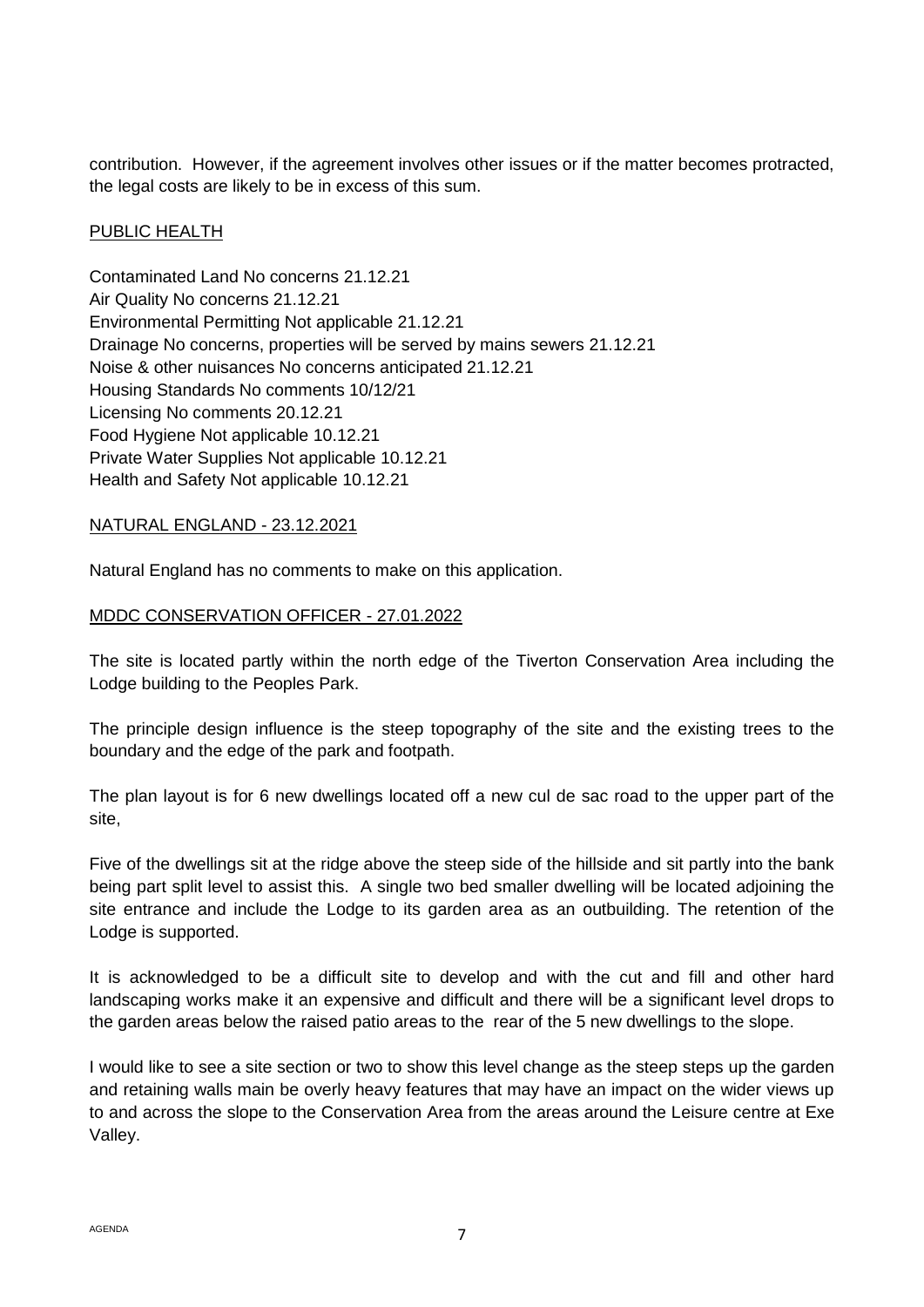contribution. However, if the agreement involves other issues or if the matter becomes protracted, the legal costs are likely to be in excess of this sum.

PUBLIC HEALTH

Contaminated Land No concerns 21.12.21
Air Quality No concerns 21.12.21
Environmental Permitting Not applicable 21.12.21
Drainage No concerns, properties will be served by mains sewers 21.12.21
Noise & other nuisances No concerns anticipated 21.12.21
Housing Standards No comments 10/12/21
Licensing No comments 20.12.21
Food Hygiene Not applicable 10.12.21
Private Water Supplies Not applicable 10.12.21
Health and Safety Not applicable 10.12.21

NATURAL ENGLAND - 23.12.2021

Natural England has no comments to make on this application.

MDDC CONSERVATION OFFICER - 27.01.2022

The site is located partly within the north edge of the Tiverton Conservation Area including the Lodge building to the Peoples Park.

The principle design influence is the steep topography of the site and the existing trees to the boundary and the edge of the park and footpath.

The plan layout is for 6 new dwellings located off a new cul de sac road to the upper part of the site,

Five of the dwellings sit at the ridge above the steep side of the hillside and sit partly into the bank being part split level to assist this. A single two bed smaller dwelling will be located adjoining the site entrance and include the Lodge to its garden area as an outbuilding. The retention of the Lodge is supported.

It is acknowledged to be a difficult site to develop and with the cut and fill and other hard landscaping works make it an expensive and difficult and there will be a significant level drops to the garden areas below the raised patio areas to the rear of the 5 new dwellings to the slope.

I would like to see a site section or two to show this level change as the steep steps up the garden and retaining walls main be overly heavy features that may have an impact on the wider views up to and across the slope to the Conservation Area from the areas around the Leisure centre at Exe Valley.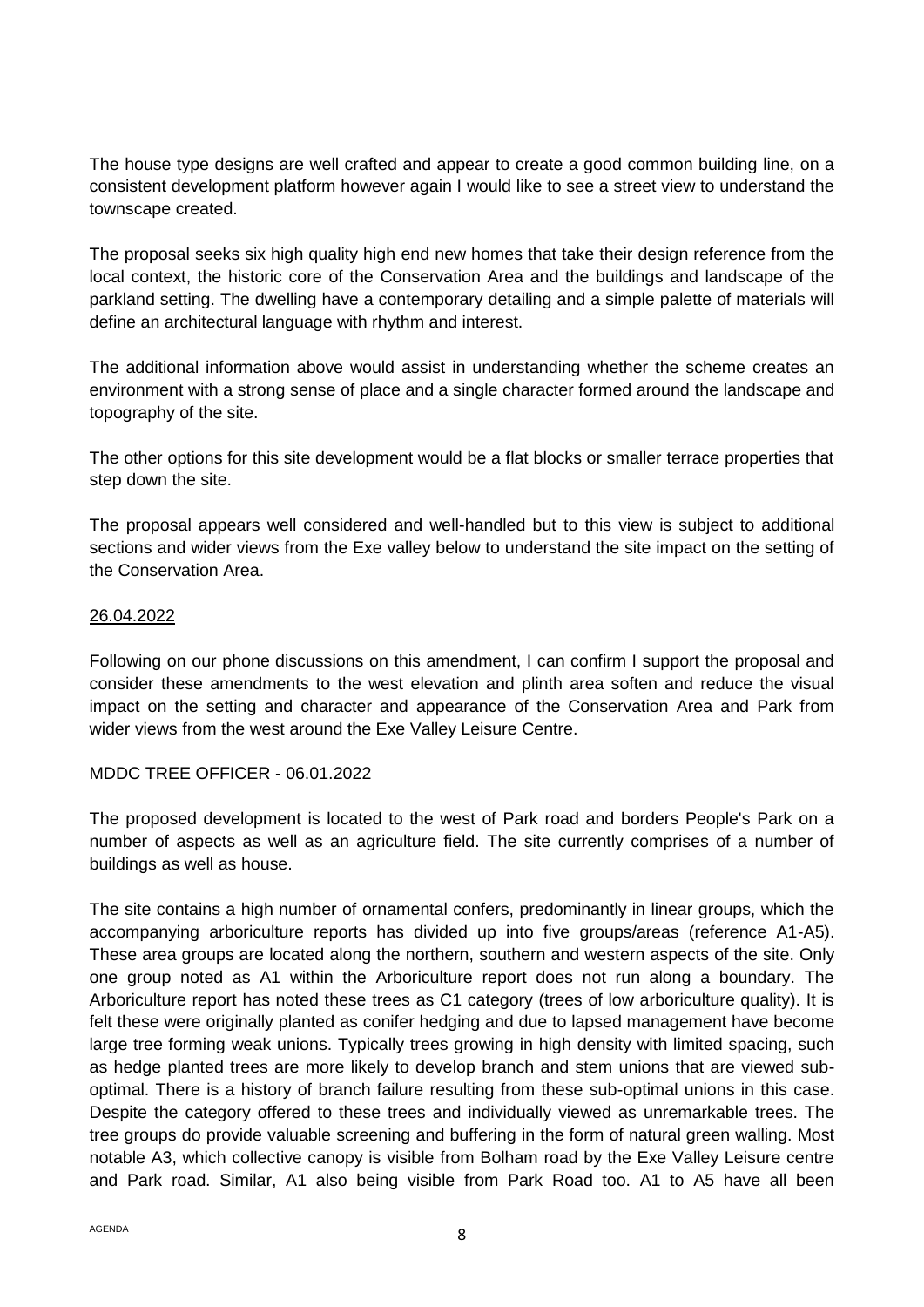The house type designs are well crafted and appear to create a good common building line, on a consistent development platform however again I would like to see a street view to understand the townscape created.

The proposal seeks six high quality high end new homes that take their design reference from the local context, the historic core of the Conservation Area and the buildings and landscape of the parkland setting. The dwelling have a contemporary detailing and a simple palette of materials will define an architectural language with rhythm and interest.

The additional information above would assist in understanding whether the scheme creates an environment with a strong sense of place and a single character formed around the landscape and topography of the site.

The other options for this site development would be a flat blocks or smaller terrace properties that step down the site.

The proposal appears well considered and well-handled but to this view is subject to additional sections and wider views from the Exe valley below to understand the site impact on the setting of the Conservation Area.

26.04.2022

Following on our phone discussions on this amendment, I can confirm I support the proposal and consider these amendments to the west elevation and plinth area soften and reduce the visual impact on the setting and character and appearance of the Conservation Area and Park from wider views from the west around the Exe Valley Leisure Centre.

MDDC TREE OFFICER - 06.01.2022

The proposed development is located to the west of Park road and borders People's Park on a number of aspects as well as an agriculture field. The site currently comprises of a number of buildings as well as house.

The site contains a high number of ornamental confers, predominantly in linear groups, which the accompanying arboriculture reports has divided up into five groups/areas (reference A1-A5). These area groups are located along the northern, southern and western aspects of the site. Only one group noted as A1 within the Arboriculture report does not run along a boundary. The Arboriculture report has noted these trees as C1 category (trees of low arboriculture quality). It is felt these were originally planted as conifer hedging and due to lapsed management have become large tree forming weak unions. Typically trees growing in high density with limited spacing, such as hedge planted trees are more likely to develop branch and stem unions that are viewed sub-optimal. There is a history of branch failure resulting from these sub-optimal unions in this case. Despite the category offered to these trees and individually viewed as unremarkable trees. The tree groups do provide valuable screening and buffering in the form of natural green walling. Most notable A3, which collective canopy is visible from Bolham road by the Exe Valley Leisure centre and Park road. Similar, A1 also being visible from Park Road too. A1 to A5 have all been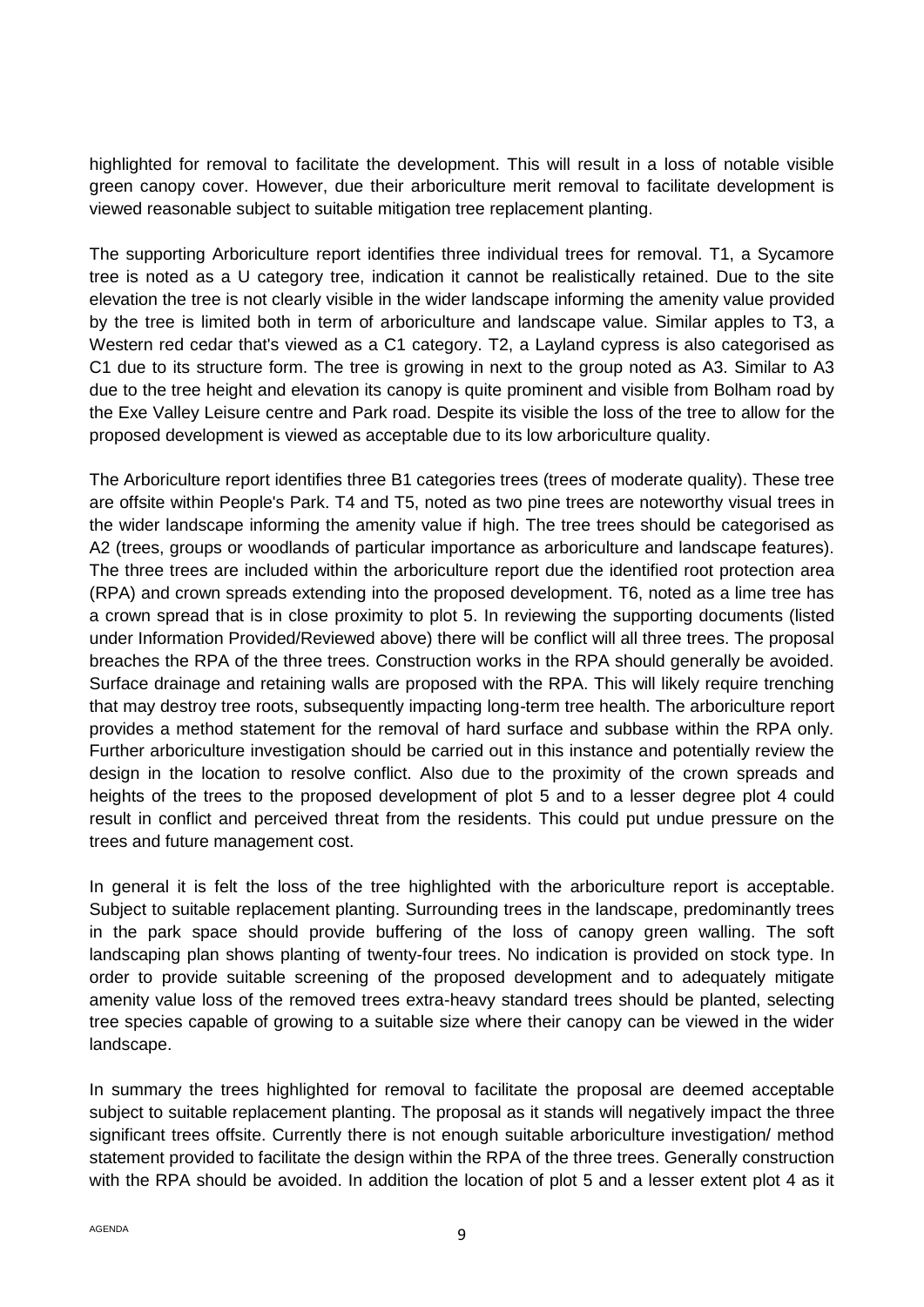highlighted for removal to facilitate the development. This will result in a loss of notable visible green canopy cover. However, due their arboriculture merit removal to facilitate development is viewed reasonable subject to suitable mitigation tree replacement planting.

The supporting Arboriculture report identifies three individual trees for removal. T1, a Sycamore tree is noted as a U category tree, indication it cannot be realistically retained. Due to the site elevation the tree is not clearly visible in the wider landscape informing the amenity value provided by the tree is limited both in term of arboriculture and landscape value. Similar apples to T3, a Western red cedar that's viewed as a C1 category. T2, a Layland cypress is also categorised as C1 due to its structure form. The tree is growing in next to the group noted as A3. Similar to A3 due to the tree height and elevation its canopy is quite prominent and visible from Bolham road by the Exe Valley Leisure centre and Park road. Despite its visible the loss of the tree to allow for the proposed development is viewed as acceptable due to its low arboriculture quality.

The Arboriculture report identifies three B1 categories trees (trees of moderate quality). These tree are offsite within People's Park. T4 and T5, noted as two pine trees are noteworthy visual trees in the wider landscape informing the amenity value if high. The tree trees should be categorised as A2 (trees, groups or woodlands of particular importance as arboriculture and landscape features). The three trees are included within the arboriculture report due the identified root protection area (RPA) and crown spreads extending into the proposed development. T6, noted as a lime tree has a crown spread that is in close proximity to plot 5. In reviewing the supporting documents (listed under Information Provided/Reviewed above) there will be conflict will all three trees. The proposal breaches the RPA of the three trees. Construction works in the RPA should generally be avoided. Surface drainage and retaining walls are proposed with the RPA. This will likely require trenching that may destroy tree roots, subsequently impacting long-term tree health. The arboriculture report provides a method statement for the removal of hard surface and subbase within the RPA only. Further arboriculture investigation should be carried out in this instance and potentially review the design in the location to resolve conflict. Also due to the proximity of the crown spreads and heights of the trees to the proposed development of plot 5 and to a lesser degree plot 4 could result in conflict and perceived threat from the residents. This could put undue pressure on the trees and future management cost.

In general it is felt the loss of the tree highlighted with the arboriculture report is acceptable. Subject to suitable replacement planting. Surrounding trees in the landscape, predominantly trees in the park space should provide buffering of the loss of canopy green walling. The soft landscaping plan shows planting of twenty-four trees. No indication is provided on stock type. In order to provide suitable screening of the proposed development and to adequately mitigate amenity value loss of the removed trees extra-heavy standard trees should be planted, selecting tree species capable of growing to a suitable size where their canopy can be viewed in the wider landscape.

In summary the trees highlighted for removal to facilitate the proposal are deemed acceptable subject to suitable replacement planting. The proposal as it stands will negatively impact the three significant trees offsite. Currently there is not enough suitable arboriculture investigation/ method statement provided to facilitate the design within the RPA of the three trees. Generally construction with the RPA should be avoided. In addition the location of plot 5 and a lesser extent plot 4 as it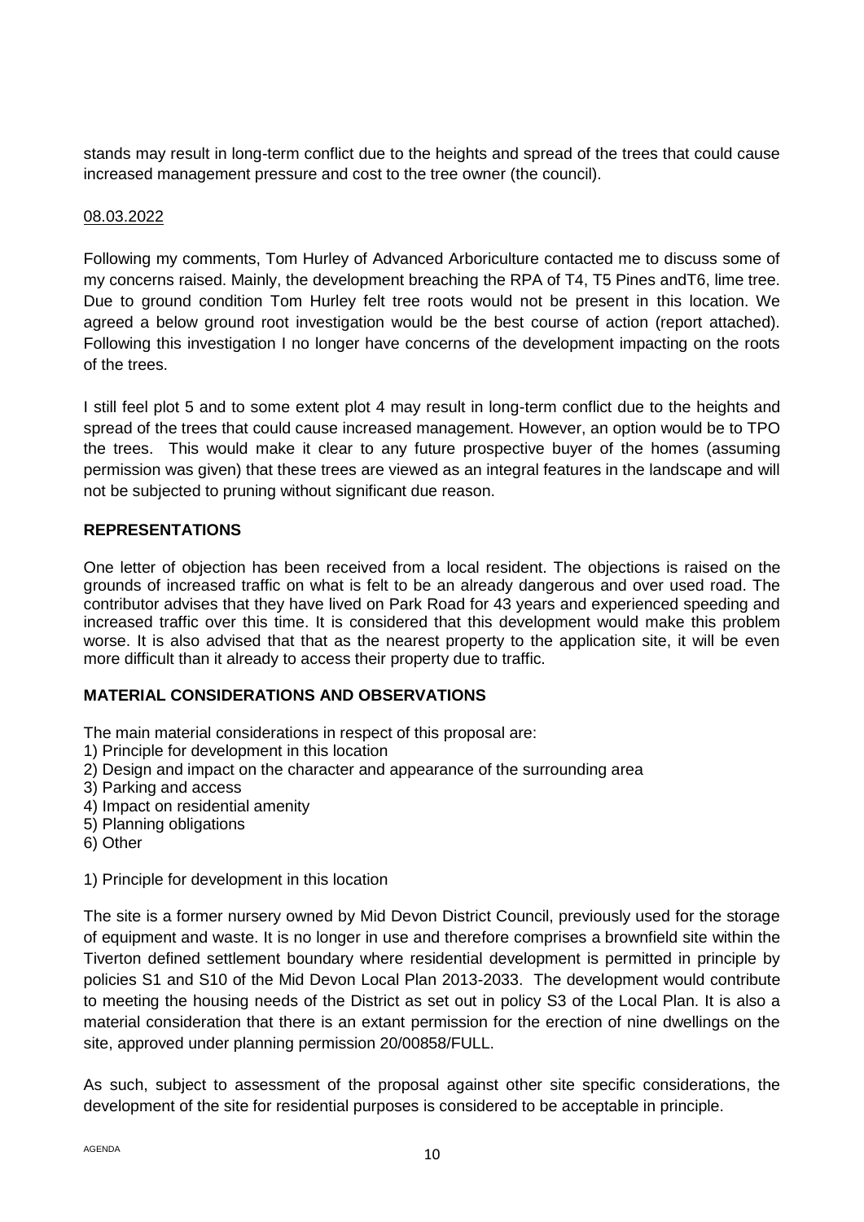stands may result in long-term conflict due to the heights and spread of the trees that could cause increased management pressure and cost to the tree owner (the council).

08.03.2022

Following my comments, Tom Hurley of Advanced Arboriculture contacted me to discuss some of my concerns raised. Mainly, the development breaching the RPA of T4, T5 Pines andT6, lime tree. Due to ground condition Tom Hurley felt tree roots would not be present in this location. We agreed a below ground root investigation would be the best course of action (report attached). Following this investigation I no longer have concerns of the development impacting on the roots of the trees.

I still feel plot 5 and to some extent plot 4 may result in long-term conflict due to the heights and spread of the trees that could cause increased management. However, an option would be to TPO the trees. This would make it clear to any future prospective buyer of the homes (assuming permission was given) that these trees are viewed as an integral features in the landscape and will not be subjected to pruning without significant due reason.

**REPRESENTATIONS**

One letter of objection has been received from a local resident. The objections is raised on the grounds of increased traffic on what is felt to be an already dangerous and over used road. The contributor advises that they have lived on Park Road for 43 years and experienced speeding and increased traffic over this time. It is considered that this development would make this problem worse. It is also advised that that as the nearest property to the application site, it will be even more difficult than it already to access their property due to traffic.

**MATERIAL CONSIDERATIONS AND OBSERVATIONS**

The main material considerations in respect of this proposal are:
1) Principle for development in this location
2) Design and impact on the character and appearance of the surrounding area
3) Parking and access
4) Impact on residential amenity
5) Planning obligations
6) Other

1) Principle for development in this location

The site is a former nursery owned by Mid Devon District Council, previously used for the storage of equipment and waste. It is no longer in use and therefore comprises a brownfield site within the Tiverton defined settlement boundary where residential development is permitted in principle by policies S1 and S10 of the Mid Devon Local Plan 2013-2033. The development would contribute to meeting the housing needs of the District as set out in policy S3 of the Local Plan. It is also a material consideration that there is an extant permission for the erection of nine dwellings on the site, approved under planning permission 20/00858/FULL.

As such, subject to assessment of the proposal against other site specific considerations, the development of the site for residential purposes is considered to be acceptable in principle.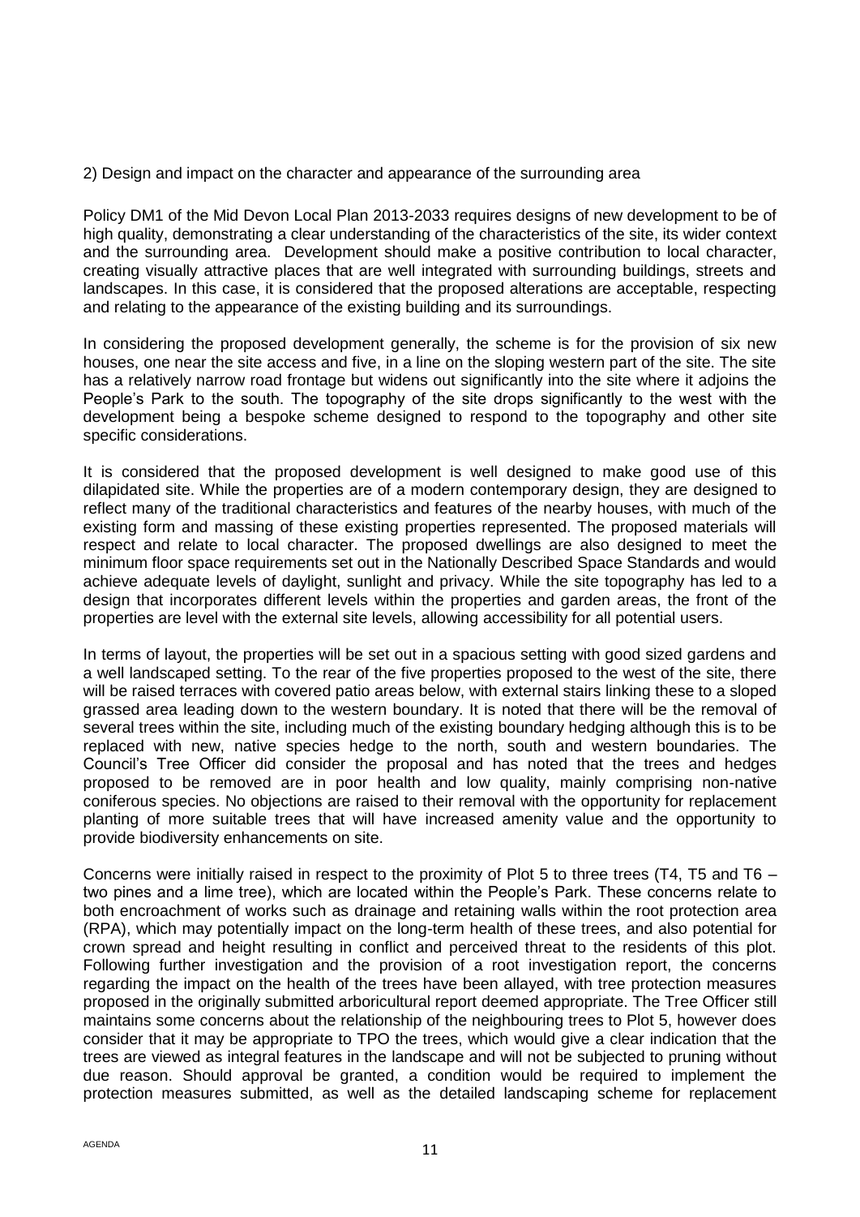2) Design and impact on the character and appearance of the surrounding area

Policy DM1 of the Mid Devon Local Plan 2013-2033 requires designs of new development to be of high quality, demonstrating a clear understanding of the characteristics of the site, its wider context and the surrounding area. Development should make a positive contribution to local character, creating visually attractive places that are well integrated with surrounding buildings, streets and landscapes. In this case, it is considered that the proposed alterations are acceptable, respecting and relating to the appearance of the existing building and its surroundings.

In considering the proposed development generally, the scheme is for the provision of six new houses, one near the site access and five, in a line on the sloping western part of the site. The site has a relatively narrow road frontage but widens out significantly into the site where it adjoins the People's Park to the south. The topography of the site drops significantly to the west with the development being a bespoke scheme designed to respond to the topography and other site specific considerations.

It is considered that the proposed development is well designed to make good use of this dilapidated site. While the properties are of a modern contemporary design, they are designed to reflect many of the traditional characteristics and features of the nearby houses, with much of the existing form and massing of these existing properties represented. The proposed materials will respect and relate to local character. The proposed dwellings are also designed to meet the minimum floor space requirements set out in the Nationally Described Space Standards and would achieve adequate levels of daylight, sunlight and privacy. While the site topography has led to a design that incorporates different levels within the properties and garden areas, the front of the properties are level with the external site levels, allowing accessibility for all potential users.

In terms of layout, the properties will be set out in a spacious setting with good sized gardens and a well landscaped setting. To the rear of the five properties proposed to the west of the site, there will be raised terraces with covered patio areas below, with external stairs linking these to a sloped grassed area leading down to the western boundary. It is noted that there will be the removal of several trees within the site, including much of the existing boundary hedging although this is to be replaced with new, native species hedge to the north, south and western boundaries. The Council's Tree Officer did consider the proposal and has noted that the trees and hedges proposed to be removed are in poor health and low quality, mainly comprising non-native coniferous species. No objections are raised to their removal with the opportunity for replacement planting of more suitable trees that will have increased amenity value and the opportunity to provide biodiversity enhancements on site.

Concerns were initially raised in respect to the proximity of Plot 5 to three trees (T4, T5 and T6 – two pines and a lime tree), which are located within the People's Park. These concerns relate to both encroachment of works such as drainage and retaining walls within the root protection area (RPA), which may potentially impact on the long-term health of these trees, and also potential for crown spread and height resulting in conflict and perceived threat to the residents of this plot. Following further investigation and the provision of a root investigation report, the concerns regarding the impact on the health of the trees have been allayed, with tree protection measures proposed in the originally submitted arboricultural report deemed appropriate. The Tree Officer still maintains some concerns about the relationship of the neighbouring trees to Plot 5, however does consider that it may be appropriate to TPO the trees, which would give a clear indication that the trees are viewed as integral features in the landscape and will not be subjected to pruning without due reason. Should approval be granted, a condition would be required to implement the protection measures submitted, as well as the detailed landscaping scheme for replacement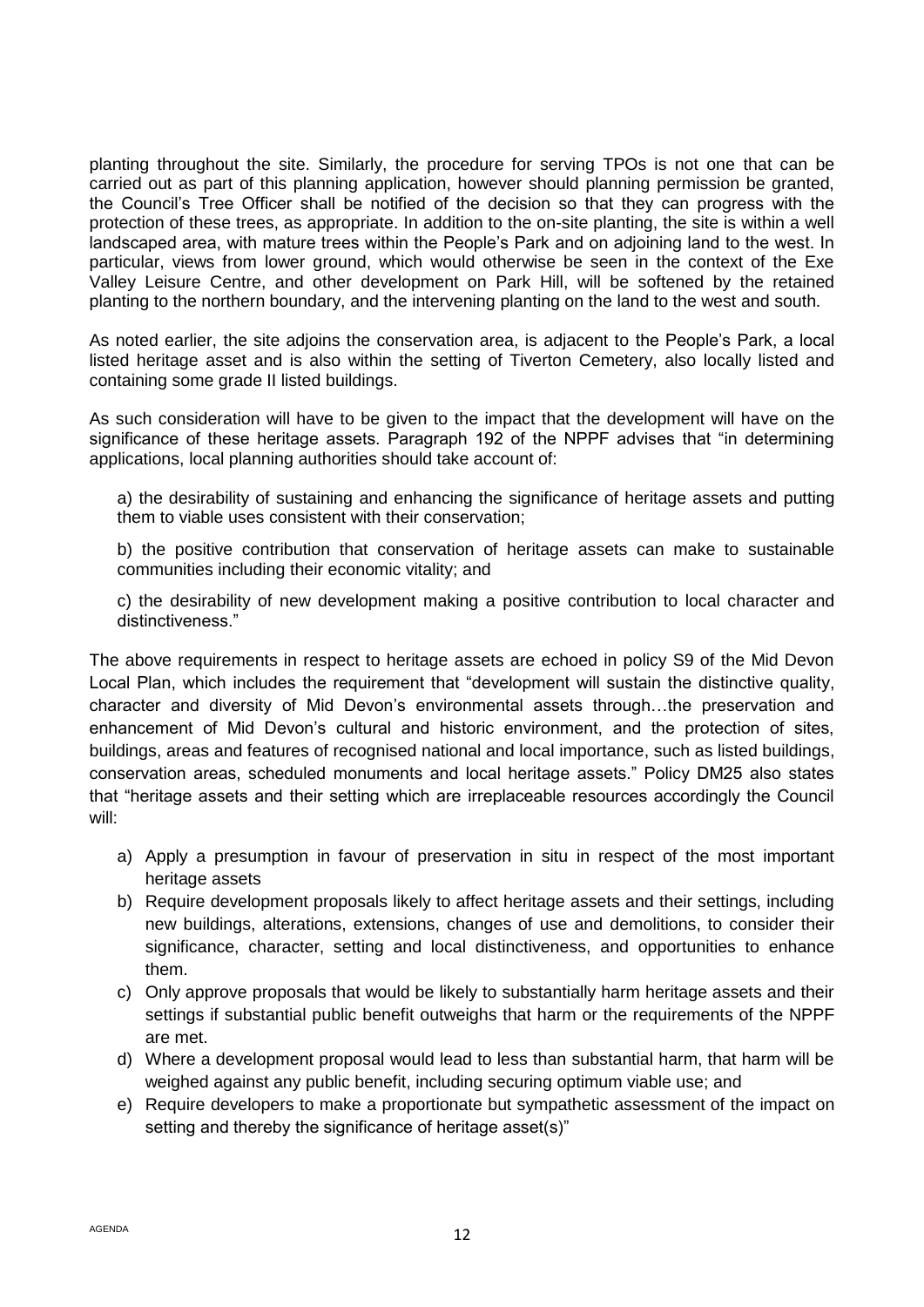planting throughout the site. Similarly, the procedure for serving TPOs is not one that can be carried out as part of this planning application, however should planning permission be granted, the Council's Tree Officer shall be notified of the decision so that they can progress with the protection of these trees, as appropriate. In addition to the on-site planting, the site is within a well landscaped area, with mature trees within the People's Park and on adjoining land to the west. In particular, views from lower ground, which would otherwise be seen in the context of the Exe Valley Leisure Centre, and other development on Park Hill, will be softened by the retained planting to the northern boundary, and the intervening planting on the land to the west and south.

As noted earlier, the site adjoins the conservation area, is adjacent to the People's Park, a local listed heritage asset and is also within the setting of Tiverton Cemetery, also locally listed and containing some grade II listed buildings.

As such consideration will have to be given to the impact that the development will have on the significance of these heritage assets. Paragraph 192 of the NPPF advises that "in determining applications, local planning authorities should take account of:

a) the desirability of sustaining and enhancing the significance of heritage assets and putting them to viable uses consistent with their conservation;

b) the positive contribution that conservation of heritage assets can make to sustainable communities including their economic vitality; and

c) the desirability of new development making a positive contribution to local character and distinctiveness."

The above requirements in respect to heritage assets are echoed in policy S9 of the Mid Devon Local Plan, which includes the requirement that "development will sustain the distinctive quality, character and diversity of Mid Devon's environmental assets through…the preservation and enhancement of Mid Devon's cultural and historic environment, and the protection of sites, buildings, areas and features of recognised national and local importance, such as listed buildings, conservation areas, scheduled monuments and local heritage assets." Policy DM25 also states that "heritage assets and their setting which are irreplaceable resources accordingly the Council will:

a) Apply a presumption in favour of preservation in situ in respect of the most important heritage assets
b) Require development proposals likely to affect heritage assets and their settings, including new buildings, alterations, extensions, changes of use and demolitions, to consider their significance, character, setting and local distinctiveness, and opportunities to enhance them.
c) Only approve proposals that would be likely to substantially harm heritage assets and their settings if substantial public benefit outweighs that harm or the requirements of the NPPF are met.
d) Where a development proposal would lead to less than substantial harm, that harm will be weighed against any public benefit, including securing optimum viable use; and
e) Require developers to make a proportionate but sympathetic assessment of the impact on setting and thereby the significance of heritage asset(s)"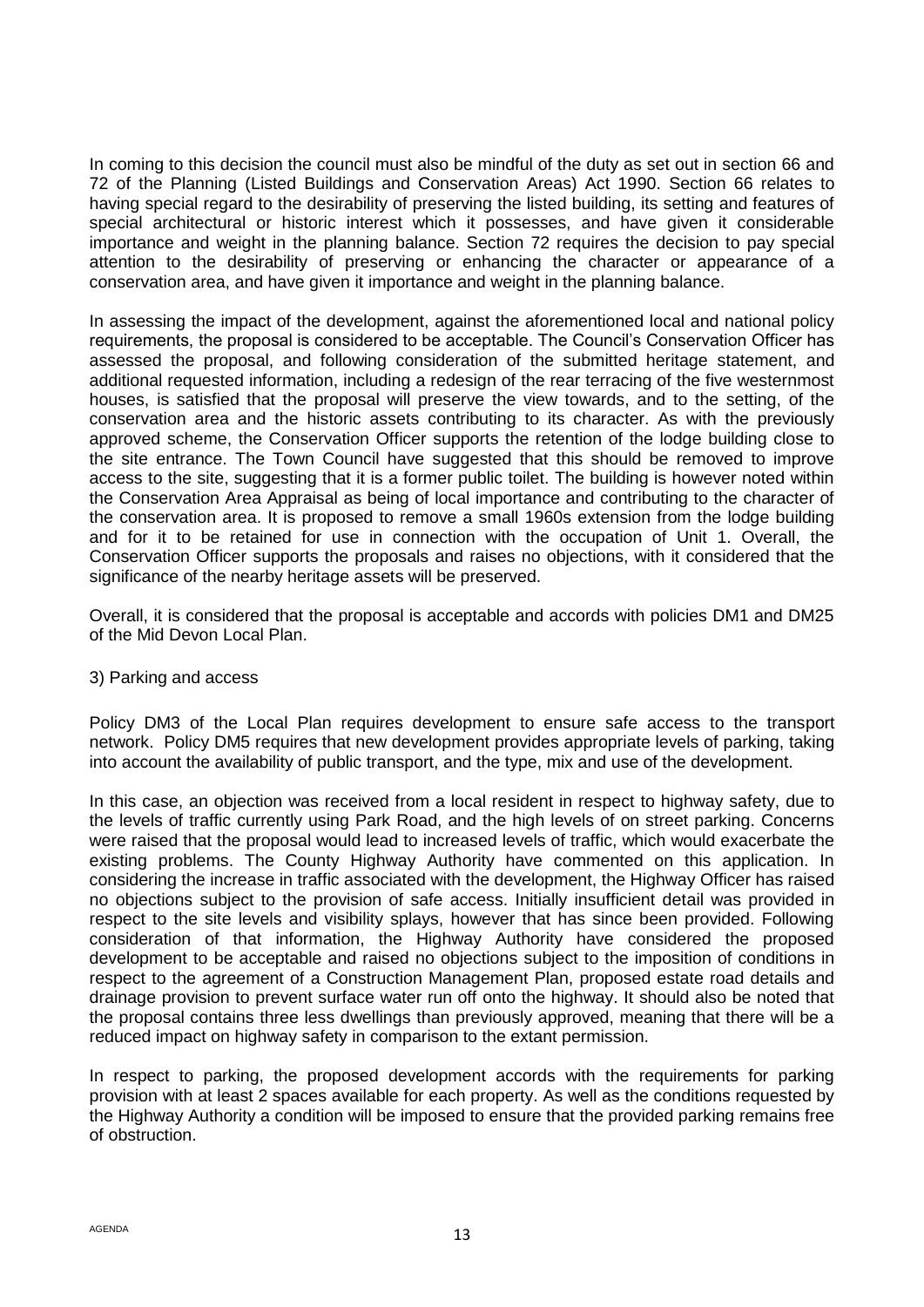In coming to this decision the council must also be mindful of the duty as set out in section 66 and 72 of the Planning (Listed Buildings and Conservation Areas) Act 1990. Section 66 relates to having special regard to the desirability of preserving the listed building, its setting and features of special architectural or historic interest which it possesses, and have given it considerable importance and weight in the planning balance. Section 72 requires the decision to pay special attention to the desirability of preserving or enhancing the character or appearance of a conservation area, and have given it importance and weight in the planning balance.

In assessing the impact of the development, against the aforementioned local and national policy requirements, the proposal is considered to be acceptable. The Council's Conservation Officer has assessed the proposal, and following consideration of the submitted heritage statement, and additional requested information, including a redesign of the rear terracing of the five westernmost houses, is satisfied that the proposal will preserve the view towards, and to the setting, of the conservation area and the historic assets contributing to its character. As with the previously approved scheme, the Conservation Officer supports the retention of the lodge building close to the site entrance. The Town Council have suggested that this should be removed to improve access to the site, suggesting that it is a former public toilet. The building is however noted within the Conservation Area Appraisal as being of local importance and contributing to the character of the conservation area. It is proposed to remove a small 1960s extension from the lodge building and for it to be retained for use in connection with the occupation of Unit 1. Overall, the Conservation Officer supports the proposals and raises no objections, with it considered that the significance of the nearby heritage assets will be preserved.

Overall, it is considered that the proposal is acceptable and accords with policies DM1 and DM25 of the Mid Devon Local Plan.

3) Parking and access

Policy DM3 of the Local Plan requires development to ensure safe access to the transport network. Policy DM5 requires that new development provides appropriate levels of parking, taking into account the availability of public transport, and the type, mix and use of the development.

In this case, an objection was received from a local resident in respect to highway safety, due to the levels of traffic currently using Park Road, and the high levels of on street parking. Concerns were raised that the proposal would lead to increased levels of traffic, which would exacerbate the existing problems. The County Highway Authority have commented on this application. In considering the increase in traffic associated with the development, the Highway Officer has raised no objections subject to the provision of safe access. Initially insufficient detail was provided in respect to the site levels and visibility splays, however that has since been provided. Following consideration of that information, the Highway Authority have considered the proposed development to be acceptable and raised no objections subject to the imposition of conditions in respect to the agreement of a Construction Management Plan, proposed estate road details and drainage provision to prevent surface water run off onto the highway. It should also be noted that the proposal contains three less dwellings than previously approved, meaning that there will be a reduced impact on highway safety in comparison to the extant permission.

In respect to parking, the proposed development accords with the requirements for parking provision with at least 2 spaces available for each property. As well as the conditions requested by the Highway Authority a condition will be imposed to ensure that the provided parking remains free of obstruction.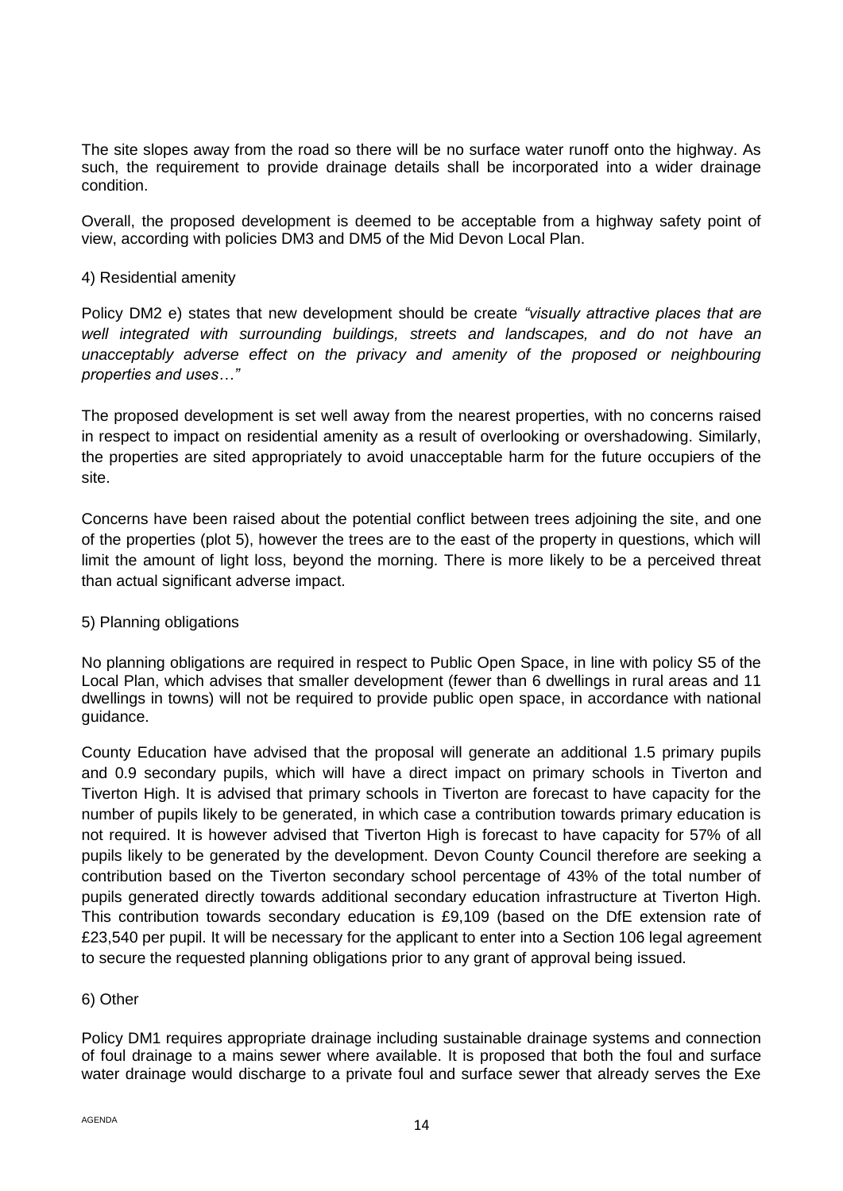The site slopes away from the road so there will be no surface water runoff onto the highway. As such, the requirement to provide drainage details shall be incorporated into a wider drainage condition.

Overall, the proposed development is deemed to be acceptable from a highway safety point of view, according with policies DM3 and DM5 of the Mid Devon Local Plan.

4) Residential amenity

Policy DM2 e) states that new development should be create *"visually attractive places that are well integrated with surrounding buildings, streets and landscapes, and do not have an unacceptably adverse effect on the privacy and amenity of the proposed or neighbouring properties and uses…"*

The proposed development is set well away from the nearest properties, with no concerns raised in respect to impact on residential amenity as a result of overlooking or overshadowing. Similarly, the properties are sited appropriately to avoid unacceptable harm for the future occupiers of the site.

Concerns have been raised about the potential conflict between trees adjoining the site, and one of the properties (plot 5), however the trees are to the east of the property in questions, which will limit the amount of light loss, beyond the morning. There is more likely to be a perceived threat than actual significant adverse impact.

5) Planning obligations

No planning obligations are required in respect to Public Open Space, in line with policy S5 of the Local Plan, which advises that smaller development (fewer than 6 dwellings in rural areas and 11 dwellings in towns) will not be required to provide public open space, in accordance with national guidance.

County Education have advised that the proposal will generate an additional 1.5 primary pupils and 0.9 secondary pupils, which will have a direct impact on primary schools in Tiverton and Tiverton High. It is advised that primary schools in Tiverton are forecast to have capacity for the number of pupils likely to be generated, in which case a contribution towards primary education is not required. It is however advised that Tiverton High is forecast to have capacity for 57% of all pupils likely to be generated by the development. Devon County Council therefore are seeking a contribution based on the Tiverton secondary school percentage of 43% of the total number of pupils generated directly towards additional secondary education infrastructure at Tiverton High. This contribution towards secondary education is £9,109 (based on the DfE extension rate of £23,540 per pupil. It will be necessary for the applicant to enter into a Section 106 legal agreement to secure the requested planning obligations prior to any grant of approval being issued.

6) Other

Policy DM1 requires appropriate drainage including sustainable drainage systems and connection of foul drainage to a mains sewer where available. It is proposed that both the foul and surface water drainage would discharge to a private foul and surface sewer that already serves the Exe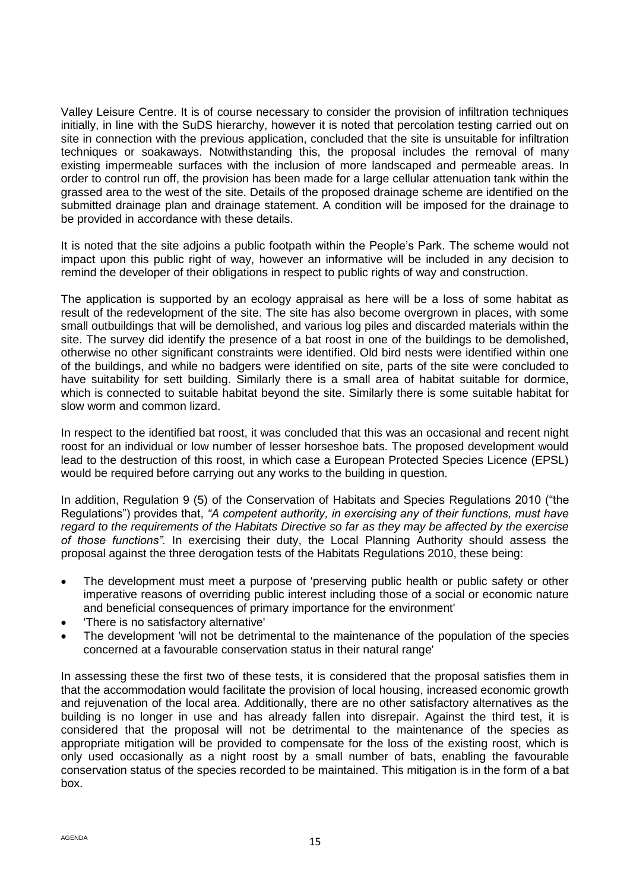Valley Leisure Centre. It is of course necessary to consider the provision of infiltration techniques initially, in line with the SuDS hierarchy, however it is noted that percolation testing carried out on site in connection with the previous application, concluded that the site is unsuitable for infiltration techniques or soakaways. Notwithstanding this, the proposal includes the removal of many existing impermeable surfaces with the inclusion of more landscaped and permeable areas. In order to control run off, the provision has been made for a large cellular attenuation tank within the grassed area to the west of the site. Details of the proposed drainage scheme are identified on the submitted drainage plan and drainage statement. A condition will be imposed for the drainage to be provided in accordance with these details.

It is noted that the site adjoins a public footpath within the People's Park. The scheme would not impact upon this public right of way, however an informative will be included in any decision to remind the developer of their obligations in respect to public rights of way and construction.

The application is supported by an ecology appraisal as here will be a loss of some habitat as result of the redevelopment of the site. The site has also become overgrown in places, with some small outbuildings that will be demolished, and various log piles and discarded materials within the site. The survey did identify the presence of a bat roost in one of the buildings to be demolished, otherwise no other significant constraints were identified. Old bird nests were identified within one of the buildings, and while no badgers were identified on site, parts of the site were concluded to have suitability for sett building. Similarly there is a small area of habitat suitable for dormice, which is connected to suitable habitat beyond the site. Similarly there is some suitable habitat for slow worm and common lizard.

In respect to the identified bat roost, it was concluded that this was an occasional and recent night roost for an individual or low number of lesser horseshoe bats. The proposed development would lead to the destruction of this roost, in which case a European Protected Species Licence (EPSL) would be required before carrying out any works to the building in question.

In addition, Regulation 9 (5) of the Conservation of Habitats and Species Regulations 2010 ("the Regulations") provides that, *"A competent authority, in exercising any of their functions, must have regard to the requirements of the Habitats Directive so far as they may be affected by the exercise of those functions".* In exercising their duty, the Local Planning Authority should assess the proposal against the three derogation tests of the Habitats Regulations 2010, these being:

- The development must meet a purpose of 'preserving public health or public safety or other imperative reasons of overriding public interest including those of a social or economic nature and beneficial consequences of primary importance for the environment'
- 'There is no satisfactory alternative'
- The development 'will not be detrimental to the maintenance of the population of the species concerned at a favourable conservation status in their natural range'

In assessing these the first two of these tests, it is considered that the proposal satisfies them in that the accommodation would facilitate the provision of local housing, increased economic growth and rejuvenation of the local area. Additionally, there are no other satisfactory alternatives as the building is no longer in use and has already fallen into disrepair. Against the third test, it is considered that the proposal will not be detrimental to the maintenance of the species as appropriate mitigation will be provided to compensate for the loss of the existing roost, which is only used occasionally as a night roost by a small number of bats, enabling the favourable conservation status of the species recorded to be maintained. This mitigation is in the form of a bat box.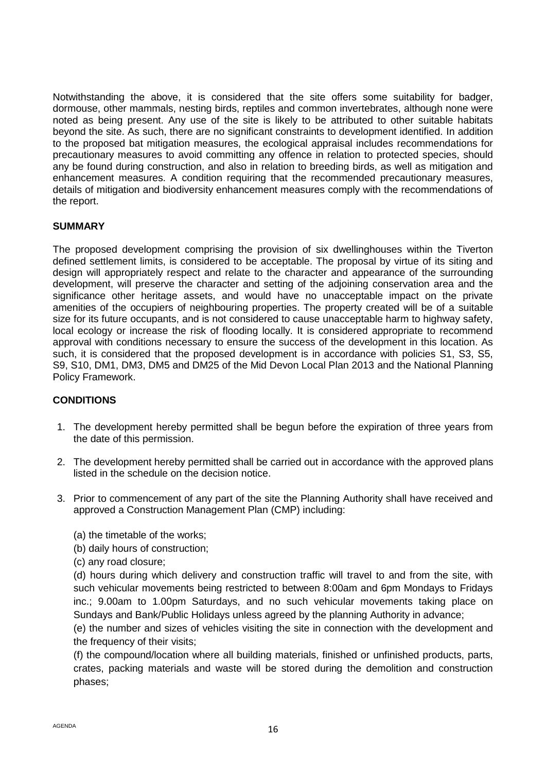Notwithstanding the above, it is considered that the site offers some suitability for badger, dormouse, other mammals, nesting birds, reptiles and common invertebrates, although none were noted as being present. Any use of the site is likely to be attributed to other suitable habitats beyond the site. As such, there are no significant constraints to development identified. In addition to the proposed bat mitigation measures, the ecological appraisal includes recommendations for precautionary measures to avoid committing any offence in relation to protected species, should any be found during construction, and also in relation to breeding birds, as well as mitigation and enhancement measures. A condition requiring that the recommended precautionary measures, details of mitigation and biodiversity enhancement measures comply with the recommendations of the report.

**SUMMARY**

The proposed development comprising the provision of six dwellinghouses within the Tiverton defined settlement limits, is considered to be acceptable. The proposal by virtue of its siting and design will appropriately respect and relate to the character and appearance of the surrounding development, will preserve the character and setting of the adjoining conservation area and the significance other heritage assets, and would have no unacceptable impact on the private amenities of the occupiers of neighbouring properties. The property created will be of a suitable size for its future occupants, and is not considered to cause unacceptable harm to highway safety, local ecology or increase the risk of flooding locally. It is considered appropriate to recommend approval with conditions necessary to ensure the success of the development in this location. As such, it is considered that the proposed development is in accordance with policies S1, S3, S5, S9, S10, DM1, DM3, DM5 and DM25 of the Mid Devon Local Plan 2013 and the National Planning Policy Framework.

**CONDITIONS**

1. The development hereby permitted shall be begun before the expiration of three years from the date of this permission.

2. The development hereby permitted shall be carried out in accordance with the approved plans listed in the schedule on the decision notice.

3. Prior to commencement of any part of the site the Planning Authority shall have received and approved a Construction Management Plan (CMP) including:

   (a) the timetable of the works;
   (b) daily hours of construction;
   (c) any road closure;
   (d) hours during which delivery and construction traffic will travel to and from the site, with such vehicular movements being restricted to between 8:00am and 6pm Mondays to Fridays inc.; 9.00am to 1.00pm Saturdays, and no such vehicular movements taking place on Sundays and Bank/Public Holidays unless agreed by the planning Authority in advance;
   (e) the number and sizes of vehicles visiting the site in connection with the development and the frequency of their visits;
   (f) the compound/location where all building materials, finished or unfinished products, parts, crates, packing materials and waste will be stored during the demolition and construction phases;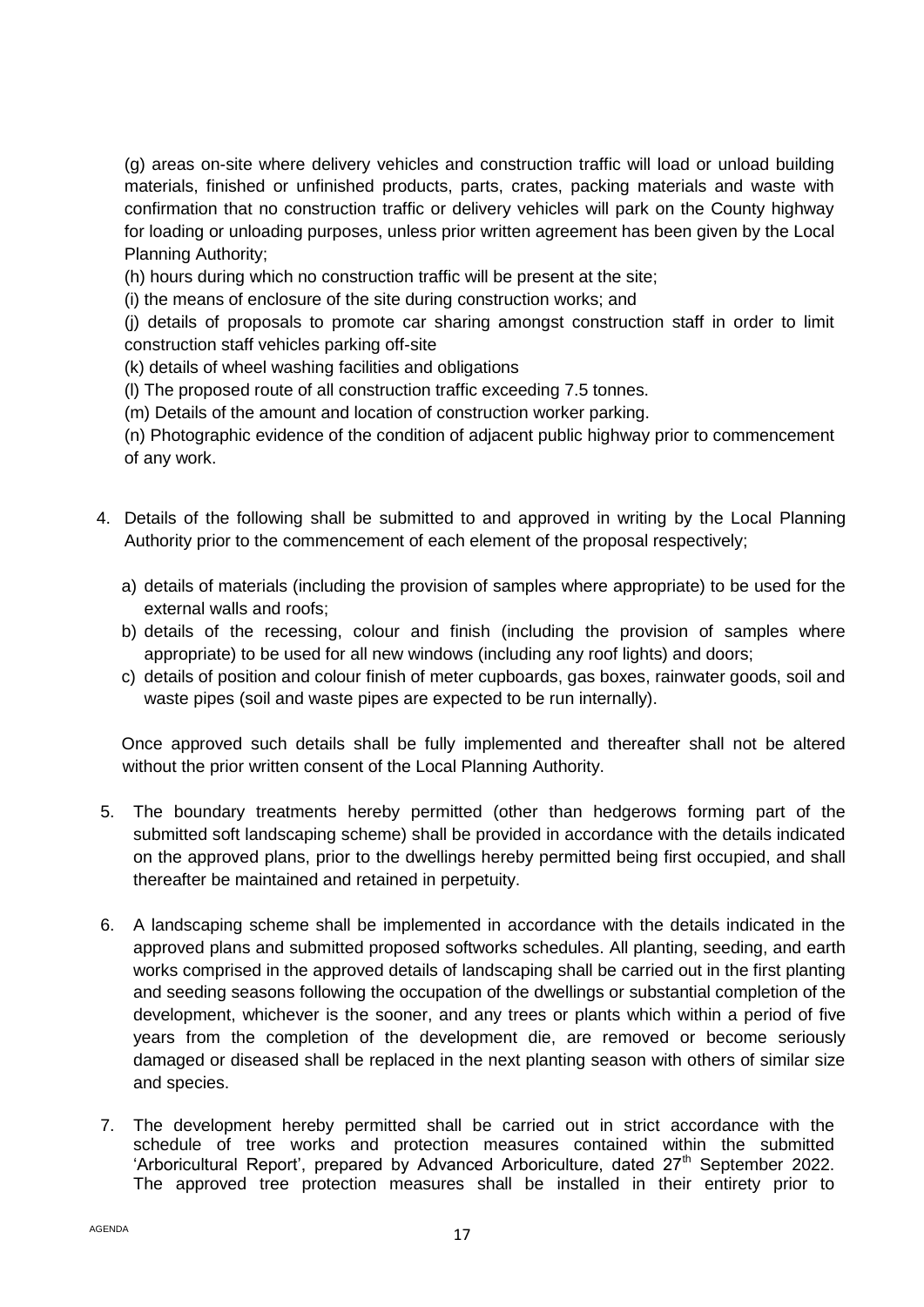(g) areas on-site where delivery vehicles and construction traffic will load or unload building materials, finished or unfinished products, parts, crates, packing materials and waste with confirmation that no construction traffic or delivery vehicles will park on the County highway for loading or unloading purposes, unless prior written agreement has been given by the Local Planning Authority;

(h) hours during which no construction traffic will be present at the site;

(i) the means of enclosure of the site during construction works; and

(j) details of proposals to promote car sharing amongst construction staff in order to limit construction staff vehicles parking off-site

(k) details of wheel washing facilities and obligations

(l) The proposed route of all construction traffic exceeding 7.5 tonnes.

(m) Details of the amount and location of construction worker parking.

(n) Photographic evidence of the condition of adjacent public highway prior to commencement of any work.

4. Details of the following shall be submitted to and approved in writing by the Local Planning Authority prior to the commencement of each element of the proposal respectively;

   a) details of materials (including the provision of samples where appropriate) to be used for the external walls and roofs;
   b) details of the recessing, colour and finish (including the provision of samples where appropriate) to be used for all new windows (including any roof lights) and doors;
   c) details of position and colour finish of meter cupboards, gas boxes, rainwater goods, soil and waste pipes (soil and waste pipes are expected to be run internally).

   Once approved such details shall be fully implemented and thereafter shall not be altered without the prior written consent of the Local Planning Authority.

5. The boundary treatments hereby permitted (other than hedgerows forming part of the submitted soft landscaping scheme) shall be provided in accordance with the details indicated on the approved plans, prior to the dwellings hereby permitted being first occupied, and shall thereafter be maintained and retained in perpetuity.

6. A landscaping scheme shall be implemented in accordance with the details indicated in the approved plans and submitted proposed softworks schedules. All planting, seeding, and earth works comprised in the approved details of landscaping shall be carried out in the first planting and seeding seasons following the occupation of the dwellings or substantial completion of the development, whichever is the sooner, and any trees or plants which within a period of five years from the completion of the development die, are removed or become seriously damaged or diseased shall be replaced in the next planting season with others of similar size and species.

7. The development hereby permitted shall be carried out in strict accordance with the schedule of tree works and protection measures contained within the submitted 'Arboricultural Report', prepared by Advanced Arboriculture, dated 27th September 2022. The approved tree protection measures shall be installed in their entirety prior to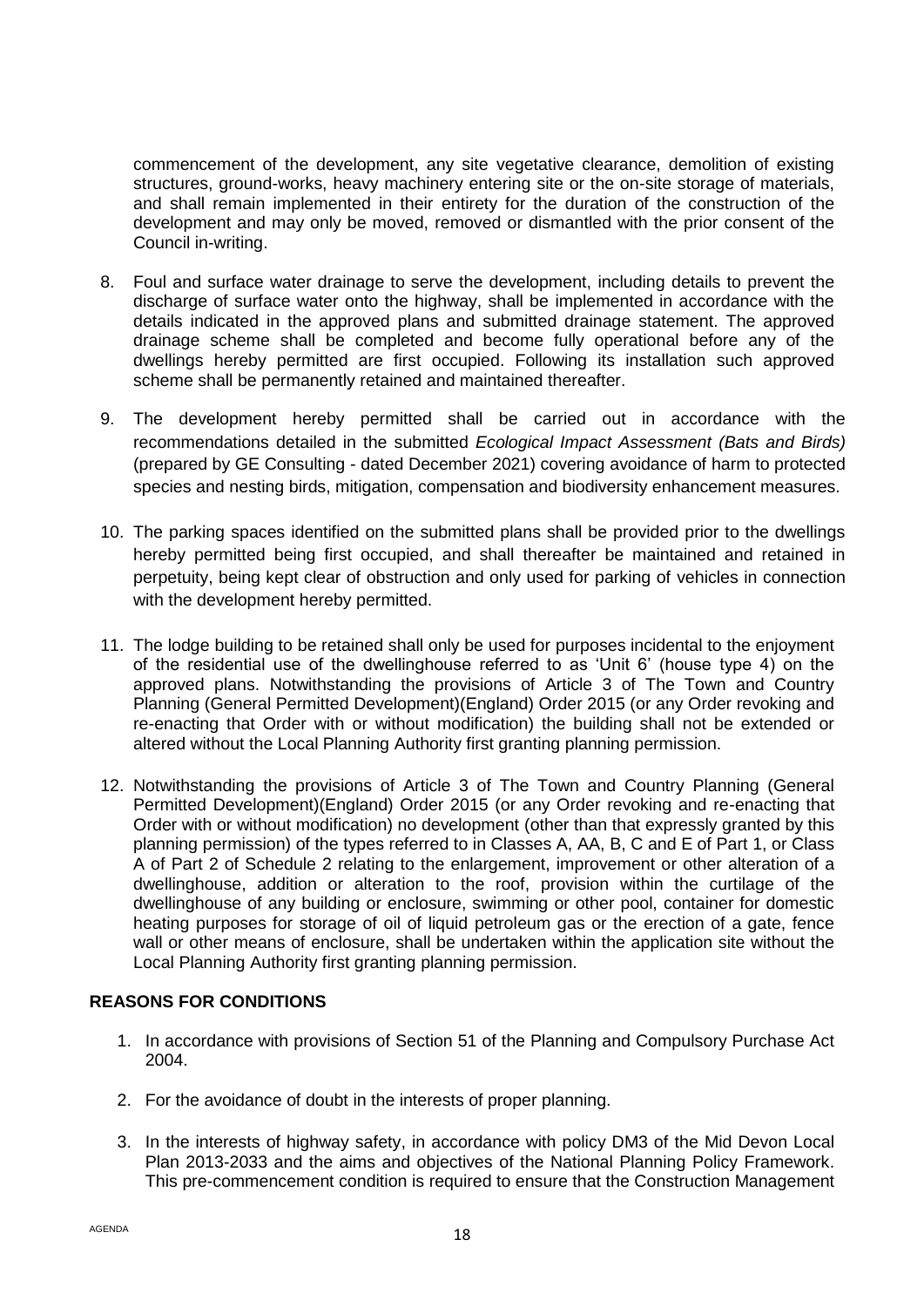commencement of the development, any site vegetative clearance, demolition of existing structures, ground-works, heavy machinery entering site or the on-site storage of materials, and shall remain implemented in their entirety for the duration of the construction of the development and may only be moved, removed or dismantled with the prior consent of the Council in-writing.

8. Foul and surface water drainage to serve the development, including details to prevent the discharge of surface water onto the highway, shall be implemented in accordance with the details indicated in the approved plans and submitted drainage statement. The approved drainage scheme shall be completed and become fully operational before any of the dwellings hereby permitted are first occupied. Following its installation such approved scheme shall be permanently retained and maintained thereafter.

9. The development hereby permitted shall be carried out in accordance with the recommendations detailed in the submitted *Ecological Impact Assessment (Bats and Birds)* (prepared by GE Consulting - dated December 2021) covering avoidance of harm to protected species and nesting birds, mitigation, compensation and biodiversity enhancement measures.

10. The parking spaces identified on the submitted plans shall be provided prior to the dwellings hereby permitted being first occupied, and shall thereafter be maintained and retained in perpetuity, being kept clear of obstruction and only used for parking of vehicles in connection with the development hereby permitted.

11. The lodge building to be retained shall only be used for purposes incidental to the enjoyment of the residential use of the dwellinghouse referred to as 'Unit 6' (house type 4) on the approved plans. Notwithstanding the provisions of Article 3 of The Town and Country Planning (General Permitted Development)(England) Order 2015 (or any Order revoking and re-enacting that Order with or without modification) the building shall not be extended or altered without the Local Planning Authority first granting planning permission.

12. Notwithstanding the provisions of Article 3 of The Town and Country Planning (General Permitted Development)(England) Order 2015 (or any Order revoking and re-enacting that Order with or without modification) no development (other than that expressly granted by this planning permission) of the types referred to in Classes A, AA, B, C and E of Part 1, or Class A of Part 2 of Schedule 2 relating to the enlargement, improvement or other alteration of a dwellinghouse, addition or alteration to the roof, provision within the curtilage of the dwellinghouse of any building or enclosure, swimming or other pool, container for domestic heating purposes for storage of oil of liquid petroleum gas or the erection of a gate, fence wall or other means of enclosure, shall be undertaken within the application site without the Local Planning Authority first granting planning permission.

## REASONS FOR CONDITIONS

1. In accordance with provisions of Section 51 of the Planning and Compulsory Purchase Act 2004.

2. For the avoidance of doubt in the interests of proper planning.

3. In the interests of highway safety, in accordance with policy DM3 of the Mid Devon Local Plan 2013-2033 and the aims and objectives of the National Planning Policy Framework. This pre-commencement condition is required to ensure that the Construction Management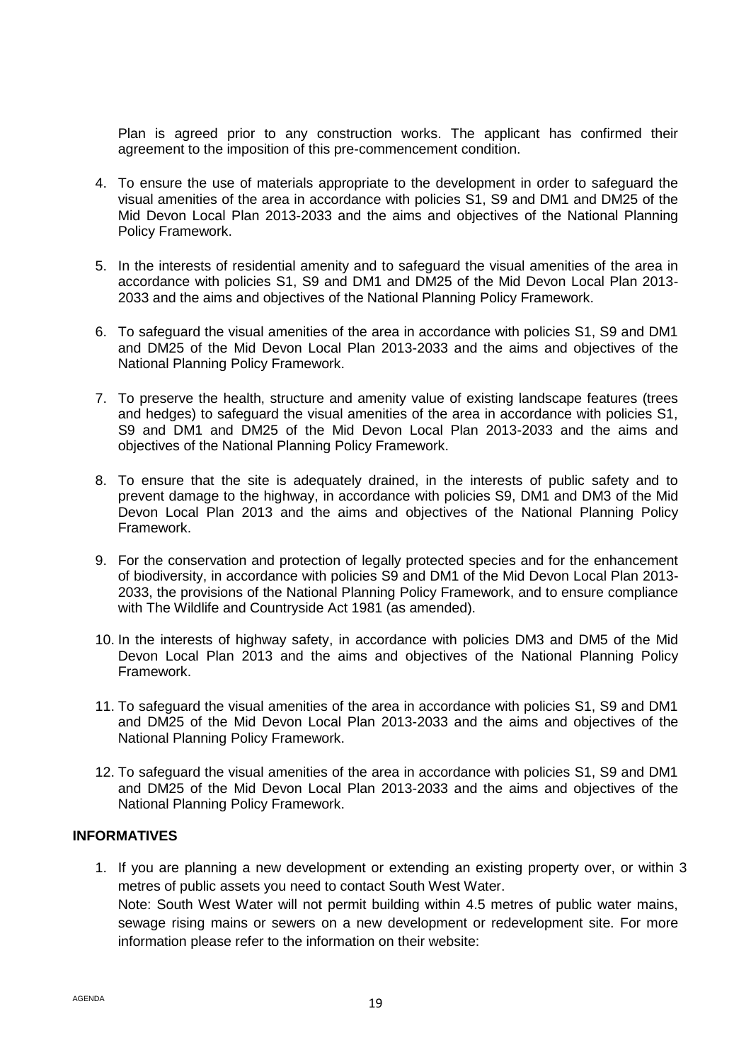Plan is agreed prior to any construction works. The applicant has confirmed their agreement to the imposition of this pre-commencement condition.

4. To ensure the use of materials appropriate to the development in order to safeguard the visual amenities of the area in accordance with policies S1, S9 and DM1 and DM25 of the Mid Devon Local Plan 2013-2033 and the aims and objectives of the National Planning Policy Framework.

5. In the interests of residential amenity and to safeguard the visual amenities of the area in accordance with policies S1, S9 and DM1 and DM25 of the Mid Devon Local Plan 2013-2033 and the aims and objectives of the National Planning Policy Framework.

6. To safeguard the visual amenities of the area in accordance with policies S1, S9 and DM1 and DM25 of the Mid Devon Local Plan 2013-2033 and the aims and objectives of the National Planning Policy Framework.

7. To preserve the health, structure and amenity value of existing landscape features (trees and hedges) to safeguard the visual amenities of the area in accordance with policies S1, S9 and DM1 and DM25 of the Mid Devon Local Plan 2013-2033 and the aims and objectives of the National Planning Policy Framework.

8. To ensure that the site is adequately drained, in the interests of public safety and to prevent damage to the highway, in accordance with policies S9, DM1 and DM3 of the Mid Devon Local Plan 2013 and the aims and objectives of the National Planning Policy Framework.

9. For the conservation and protection of legally protected species and for the enhancement of biodiversity, in accordance with policies S9 and DM1 of the Mid Devon Local Plan 2013-2033, the provisions of the National Planning Policy Framework, and to ensure compliance with The Wildlife and Countryside Act 1981 (as amended).

10. In the interests of highway safety, in accordance with policies DM3 and DM5 of the Mid Devon Local Plan 2013 and the aims and objectives of the National Planning Policy Framework.

11. To safeguard the visual amenities of the area in accordance with policies S1, S9 and DM1 and DM25 of the Mid Devon Local Plan 2013-2033 and the aims and objectives of the National Planning Policy Framework.

12. To safeguard the visual amenities of the area in accordance with policies S1, S9 and DM1 and DM25 of the Mid Devon Local Plan 2013-2033 and the aims and objectives of the National Planning Policy Framework.

**INFORMATIVES**

1. If you are planning a new development or extending an existing property over, or within 3 metres of public assets you need to contact South West Water.
   Note: South West Water will not permit building within 4.5 metres of public water mains, sewage rising mains or sewers on a new development or redevelopment site. For more information please refer to the information on their website: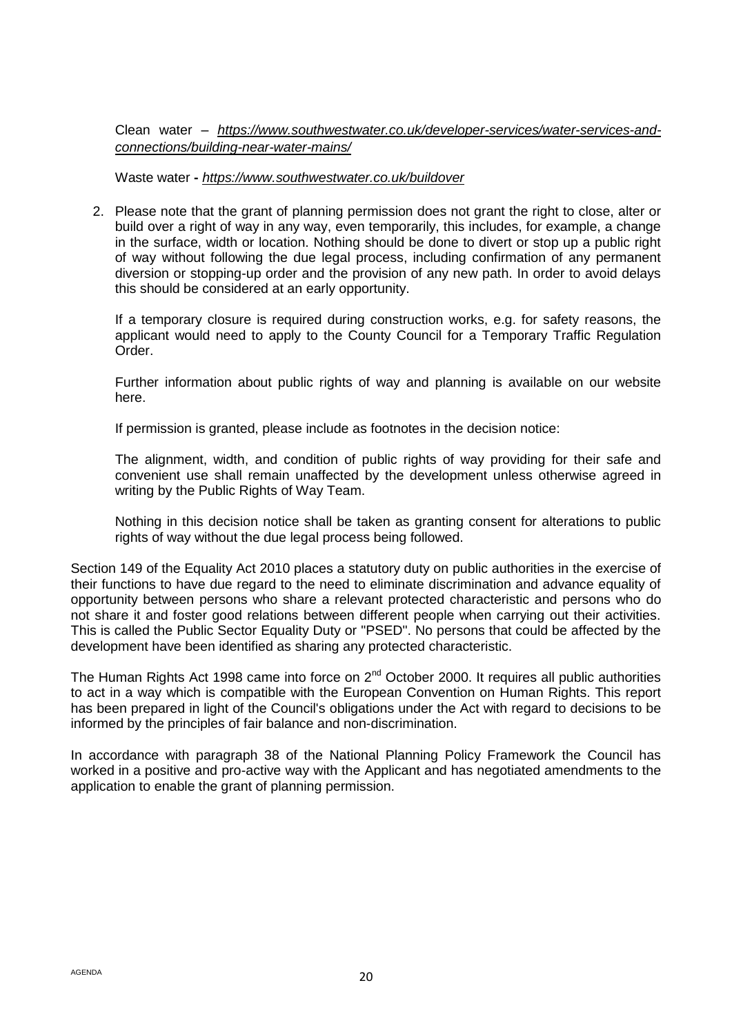Clean water – *https://www.southwestwater.co.uk/developer-services/water-services-and-connections/building-near-water-mains/*

Waste water **-** *https://www.southwestwater.co.uk/buildover*

2. Please note that the grant of planning permission does not grant the right to close, alter or build over a right of way in any way, even temporarily, this includes, for example, a change in the surface, width or location. Nothing should be done to divert or stop up a public right of way without following the due legal process, including confirmation of any permanent diversion or stopping-up order and the provision of any new path. In order to avoid delays this should be considered at an early opportunity.

   If a temporary closure is required during construction works, e.g. for safety reasons, the applicant would need to apply to the County Council for a Temporary Traffic Regulation Order.

   Further information about public rights of way and planning is available on our website here.

   If permission is granted, please include as footnotes in the decision notice:

   The alignment, width, and condition of public rights of way providing for their safe and convenient use shall remain unaffected by the development unless otherwise agreed in writing by the Public Rights of Way Team.

   Nothing in this decision notice shall be taken as granting consent for alterations to public rights of way without the due legal process being followed.

Section 149 of the Equality Act 2010 places a statutory duty on public authorities in the exercise of their functions to have due regard to the need to eliminate discrimination and advance equality of opportunity between persons who share a relevant protected characteristic and persons who do not share it and foster good relations between different people when carrying out their activities. This is called the Public Sector Equality Duty or "PSED". No persons that could be affected by the development have been identified as sharing any protected characteristic.

The Human Rights Act 1998 came into force on 2nd October 2000. It requires all public authorities to act in a way which is compatible with the European Convention on Human Rights. This report has been prepared in light of the Council's obligations under the Act with regard to decisions to be informed by the principles of fair balance and non-discrimination.

In accordance with paragraph 38 of the National Planning Policy Framework the Council has worked in a positive and pro-active way with the Applicant and has negotiated amendments to the application to enable the grant of planning permission.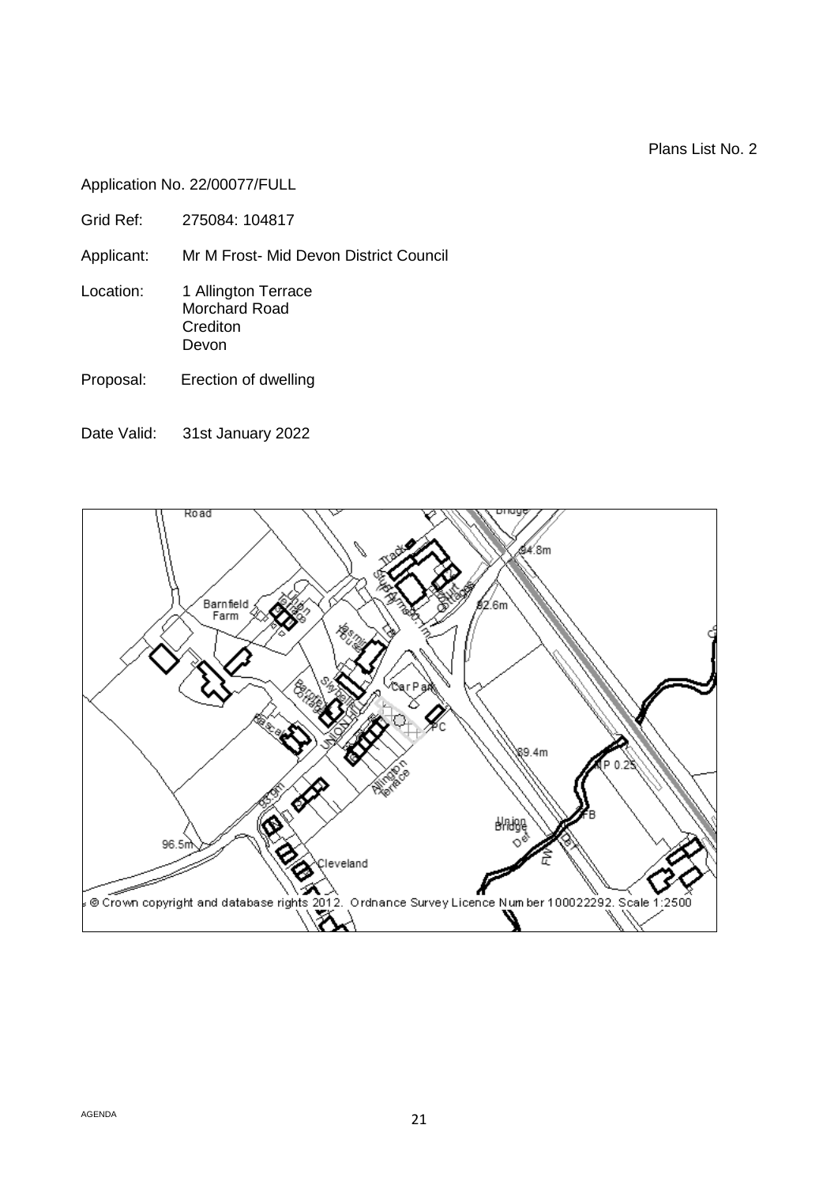Plans List No. 2

Application No. 22/00077/FULL

Grid Ref: 275084: 104817

Applicant: Mr M Frost- Mid Devon District Council

Location: 1 Allington Terrace
Morchard Road
Crediton
Devon

Proposal: Erection of dwelling

Date Valid: 31st January 2022

© Crown copyright and database rights 2012. Ordnance Survey Licence Number 100022292. Scale 1:2500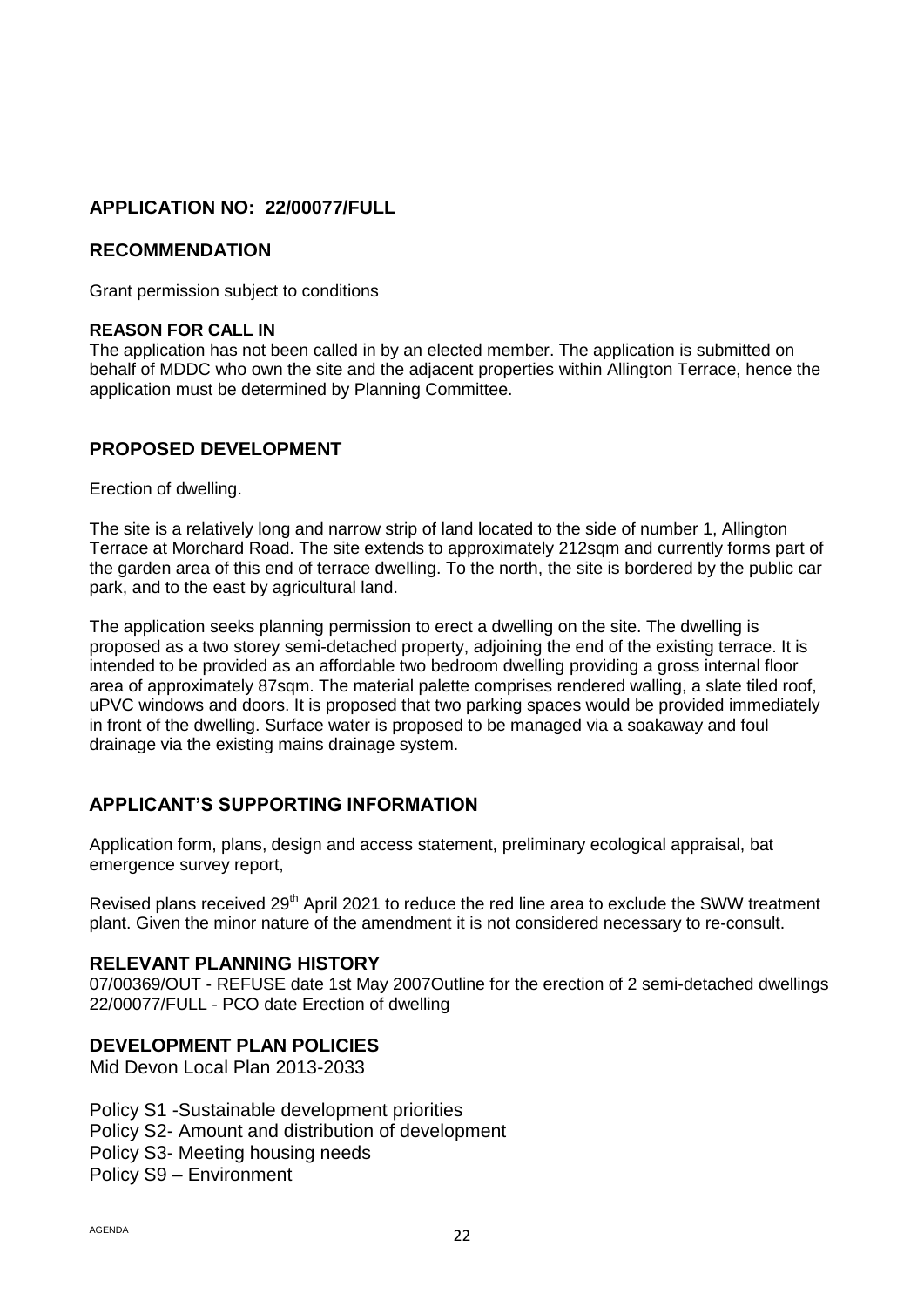## APPLICATION NO: 22/00077/FULL

## RECOMMENDATION

Grant permission subject to conditions

**REASON FOR CALL IN**

The application has not been called in by an elected member. The application is submitted on behalf of MDDC who own the site and the adjacent properties within Allington Terrace, hence the application must be determined by Planning Committee.

## PROPOSED DEVELOPMENT

Erection of dwelling.

The site is a relatively long and narrow strip of land located to the side of number 1, Allington Terrace at Morchard Road. The site extends to approximately 212sqm and currently forms part of the garden area of this end of terrace dwelling. To the north, the site is bordered by the public car park, and to the east by agricultural land.

The application seeks planning permission to erect a dwelling on the site. The dwelling is proposed as a two storey semi-detached property, adjoining the end of the existing terrace. It is intended to be provided as an affordable two bedroom dwelling providing a gross internal floor area of approximately 87sqm. The material palette comprises rendered walling, a slate tiled roof, uPVC windows and doors. It is proposed that two parking spaces would be provided immediately in front of the dwelling. Surface water is proposed to be managed via a soakaway and foul drainage via the existing mains drainage system.

## APPLICANT'S SUPPORTING INFORMATION

Application form, plans, design and access statement, preliminary ecological appraisal, bat emergence survey report,

Revised plans received 29th April 2021 to reduce the red line area to exclude the SWW treatment plant. Given the minor nature of the amendment it is not considered necessary to re-consult.

## RELEVANT PLANNING HISTORY

07/00369/OUT - REFUSE date 1st May 2007Outline for the erection of 2 semi-detached dwellings
22/00077/FULL - PCO date Erection of dwelling

## DEVELOPMENT PLAN POLICIES

Mid Devon Local Plan 2013-2033

Policy S1 -Sustainable development priorities
Policy S2- Amount and distribution of development
Policy S3- Meeting housing needs
Policy S9 – Environment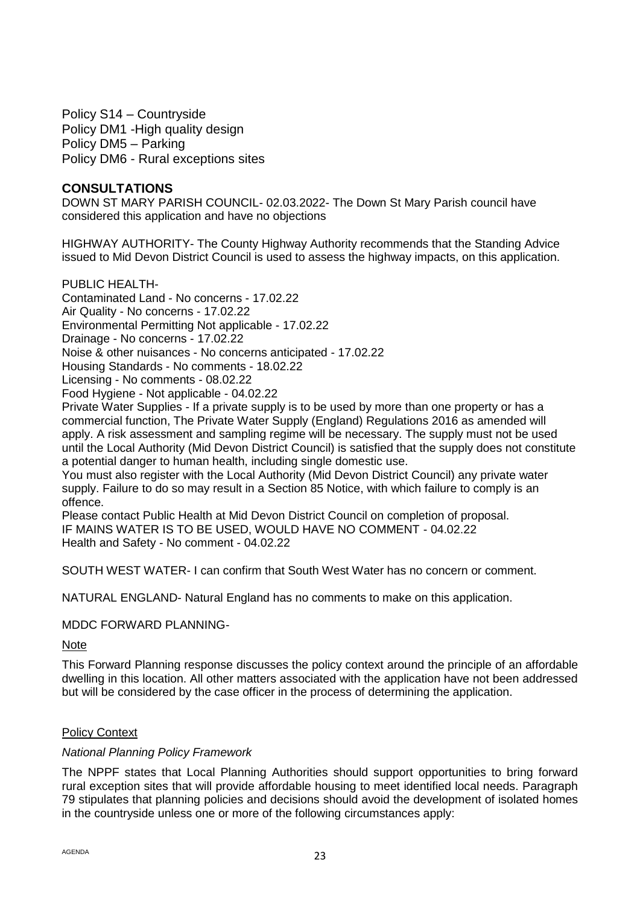Policy S14 – Countryside
Policy DM1 -High quality design
Policy DM5 – Parking
Policy DM6 - Rural exceptions sites

## CONSULTATIONS

DOWN ST MARY PARISH COUNCIL- 02.03.2022- The Down St Mary Parish council have considered this application and have no objections

HIGHWAY AUTHORITY- The County Highway Authority recommends that the Standing Advice issued to Mid Devon District Council is used to assess the highway impacts, on this application.

PUBLIC HEALTH-
Contaminated Land - No concerns - 17.02.22
Air Quality - No concerns - 17.02.22
Environmental Permitting Not applicable - 17.02.22
Drainage - No concerns - 17.02.22
Noise & other nuisances - No concerns anticipated - 17.02.22
Housing Standards - No comments - 18.02.22
Licensing - No comments - 08.02.22
Food Hygiene - Not applicable - 04.02.22
Private Water Supplies - If a private supply is to be used by more than one property or has a commercial function, The Private Water Supply (England) Regulations 2016 as amended will apply. A risk assessment and sampling regime will be necessary. The supply must not be used until the Local Authority (Mid Devon District Council) is satisfied that the supply does not constitute a potential danger to human health, including single domestic use.
You must also register with the Local Authority (Mid Devon District Council) any private water supply. Failure to do so may result in a Section 85 Notice, with which failure to comply is an offence.
Please contact Public Health at Mid Devon District Council on completion of proposal.
IF MAINS WATER IS TO BE USED, WOULD HAVE NO COMMENT - 04.02.22
Health and Safety - No comment - 04.02.22

SOUTH WEST WATER- I can confirm that South West Water has no concern or comment.

NATURAL ENGLAND- Natural England has no comments to make on this application.

MDDC FORWARD PLANNING-

Note

This Forward Planning response discusses the policy context around the principle of an affordable dwelling in this location. All other matters associated with the application have not been addressed but will be considered by the case officer in the process of determining the application.

Policy Context

*National Planning Policy Framework*

The NPPF states that Local Planning Authorities should support opportunities to bring forward rural exception sites that will provide affordable housing to meet identified local needs. Paragraph 79 stipulates that planning policies and decisions should avoid the development of isolated homes in the countryside unless one or more of the following circumstances apply: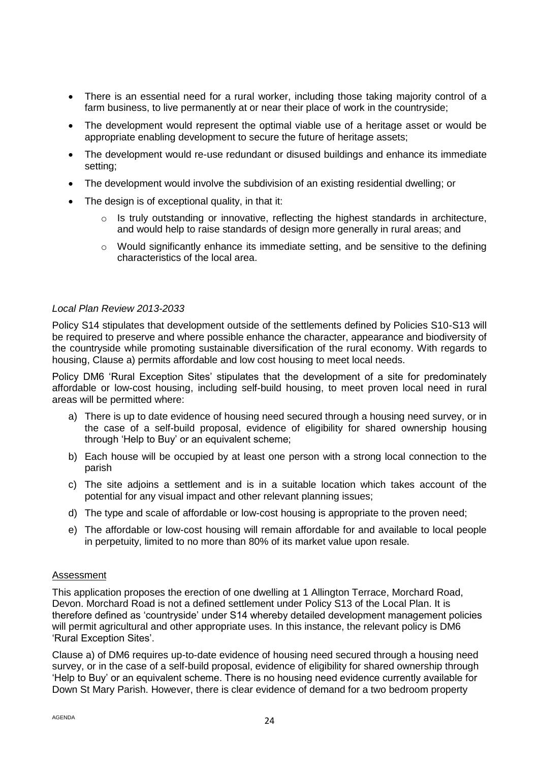- There is an essential need for a rural worker, including those taking majority control of a farm business, to live permanently at or near their place of work in the countryside;
- The development would represent the optimal viable use of a heritage asset or would be appropriate enabling development to secure the future of heritage assets;
- The development would re-use redundant or disused buildings and enhance its immediate setting;
- The development would involve the subdivision of an existing residential dwelling; or
- The design is of exceptional quality, in that it:
  - Is truly outstanding or innovative, reflecting the highest standards in architecture, and would help to raise standards of design more generally in rural areas; and
  - Would significantly enhance its immediate setting, and be sensitive to the defining characteristics of the local area.

*Local Plan Review 2013-2033*

Policy S14 stipulates that development outside of the settlements defined by Policies S10-S13 will be required to preserve and where possible enhance the character, appearance and biodiversity of the countryside while promoting sustainable diversification of the rural economy. With regards to housing, Clause a) permits affordable and low cost housing to meet local needs.

Policy DM6 'Rural Exception Sites' stipulates that the development of a site for predominately affordable or low-cost housing, including self-build housing, to meet proven local need in rural areas will be permitted where:

a) There is up to date evidence of housing need secured through a housing need survey, or in the case of a self-build proposal, evidence of eligibility for shared ownership housing through 'Help to Buy' or an equivalent scheme;
b) Each house will be occupied by at least one person with a strong local connection to the parish
c) The site adjoins a settlement and is in a suitable location which takes account of the potential for any visual impact and other relevant planning issues;
d) The type and scale of affordable or low-cost housing is appropriate to the proven need;
e) The affordable or low-cost housing will remain affordable for and available to local people in perpetuity, limited to no more than 80% of its market value upon resale.

<u>Assessment</u>

This application proposes the erection of one dwelling at 1 Allington Terrace, Morchard Road, Devon. Morchard Road is not a defined settlement under Policy S13 of the Local Plan. It is therefore defined as 'countryside' under S14 whereby detailed development management policies will permit agricultural and other appropriate uses. In this instance, the relevant policy is DM6 'Rural Exception Sites'.

Clause a) of DM6 requires up-to-date evidence of housing need secured through a housing need survey, or in the case of a self-build proposal, evidence of eligibility for shared ownership through 'Help to Buy' or an equivalent scheme. There is no housing need evidence currently available for Down St Mary Parish. However, there is clear evidence of demand for a two bedroom property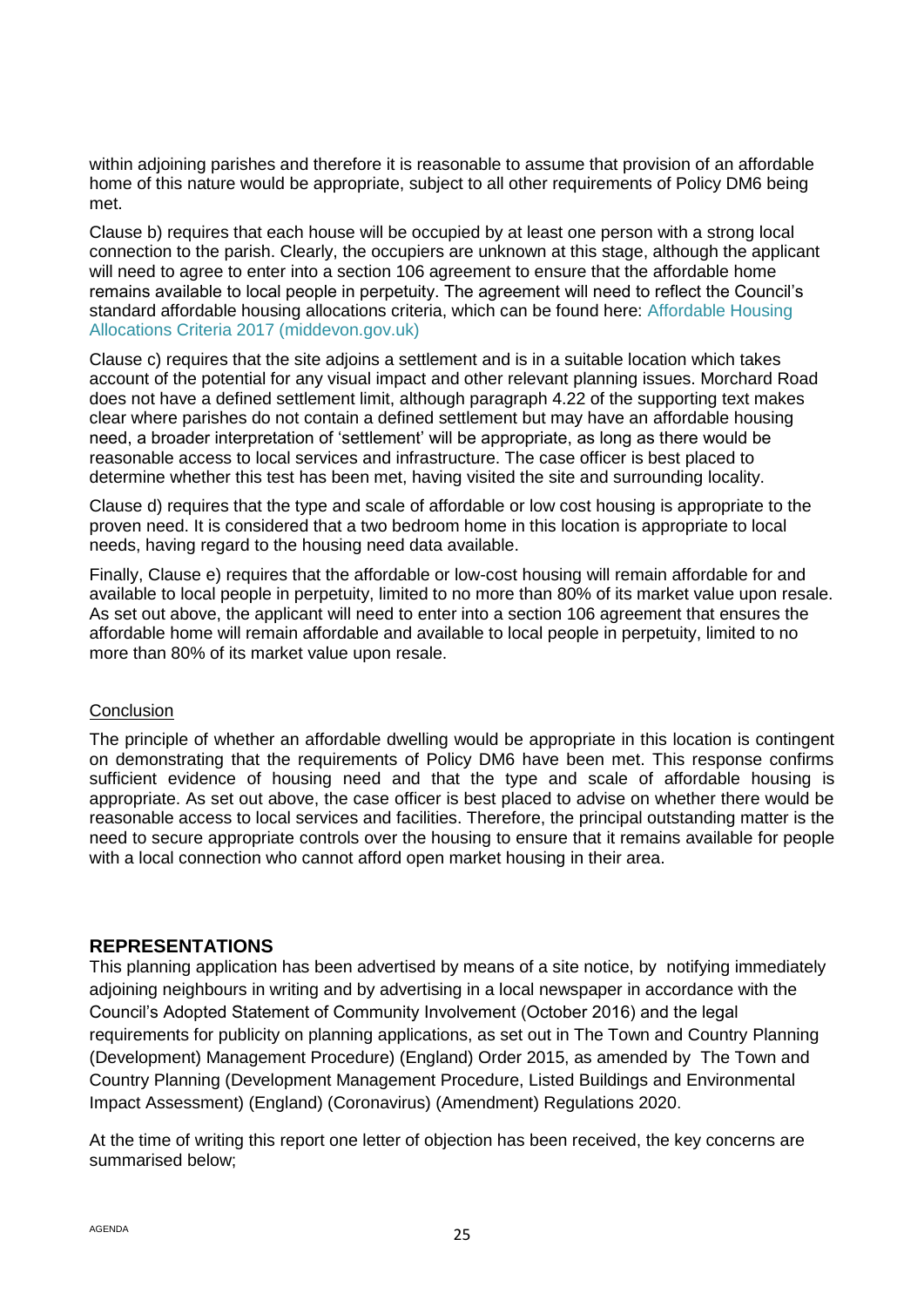within adjoining parishes and therefore it is reasonable to assume that provision of an affordable home of this nature would be appropriate, subject to all other requirements of Policy DM6 being met.

Clause b) requires that each house will be occupied by at least one person with a strong local connection to the parish. Clearly, the occupiers are unknown at this stage, although the applicant will need to agree to enter into a section 106 agreement to ensure that the affordable home remains available to local people in perpetuity. The agreement will need to reflect the Council's standard affordable housing allocations criteria, which can be found here: Affordable Housing Allocations Criteria 2017 (middevon.gov.uk)

Clause c) requires that the site adjoins a settlement and is in a suitable location which takes account of the potential for any visual impact and other relevant planning issues. Morchard Road does not have a defined settlement limit, although paragraph 4.22 of the supporting text makes clear where parishes do not contain a defined settlement but may have an affordable housing need, a broader interpretation of 'settlement' will be appropriate, as long as there would be reasonable access to local services and infrastructure. The case officer is best placed to determine whether this test has been met, having visited the site and surrounding locality.

Clause d) requires that the type and scale of affordable or low cost housing is appropriate to the proven need. It is considered that a two bedroom home in this location is appropriate to local needs, having regard to the housing need data available.

Finally, Clause e) requires that the affordable or low-cost housing will remain affordable for and available to local people in perpetuity, limited to no more than 80% of its market value upon resale. As set out above, the applicant will need to enter into a section 106 agreement that ensures the affordable home will remain affordable and available to local people in perpetuity, limited to no more than 80% of its market value upon resale.

Conclusion

The principle of whether an affordable dwelling would be appropriate in this location is contingent on demonstrating that the requirements of Policy DM6 have been met. This response confirms sufficient evidence of housing need and that the type and scale of affordable housing is appropriate. As set out above, the case officer is best placed to advise on whether there would be reasonable access to local services and facilities. Therefore, the principal outstanding matter is the need to secure appropriate controls over the housing to ensure that it remains available for people with a local connection who cannot afford open market housing in their area.

## REPRESENTATIONS

This planning application has been advertised by means of a site notice, by notifying immediately adjoining neighbours in writing and by advertising in a local newspaper in accordance with the Council's Adopted Statement of Community Involvement (October 2016) and the legal requirements for publicity on planning applications, as set out in The Town and Country Planning (Development) Management Procedure) (England) Order 2015, as amended by The Town and Country Planning (Development Management Procedure, Listed Buildings and Environmental Impact Assessment) (England) (Coronavirus) (Amendment) Regulations 2020.

At the time of writing this report one letter of objection has been received, the key concerns are summarised below;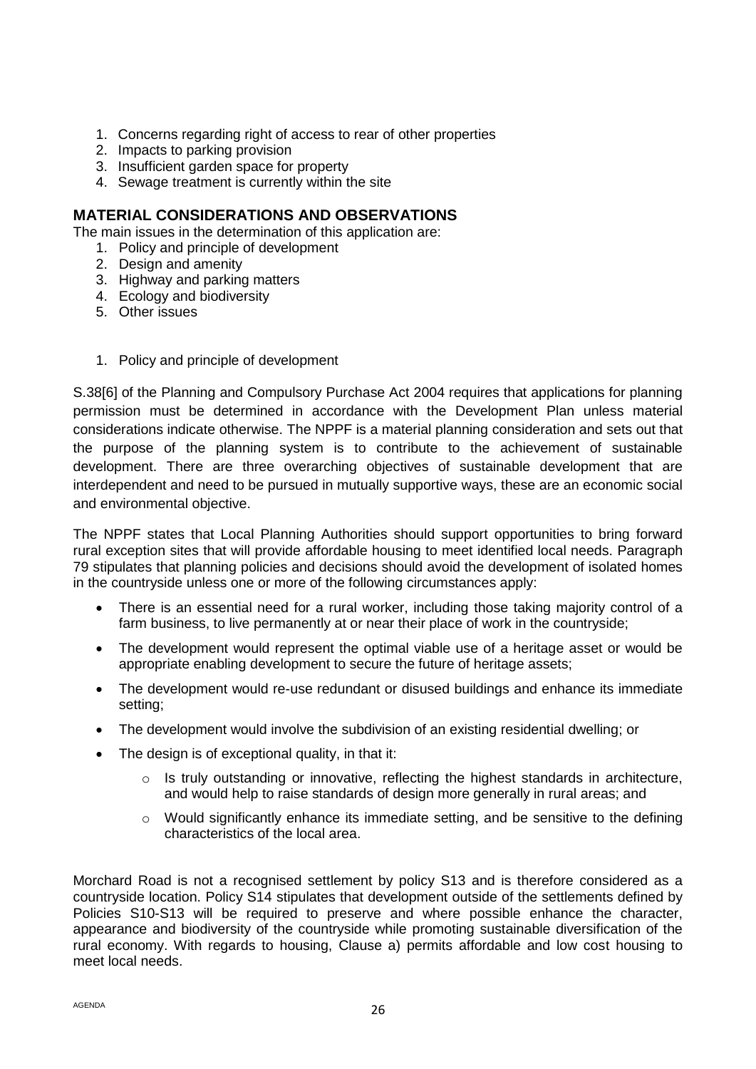1. Concerns regarding right of access to rear of other properties
2. Impacts to parking provision
3. Insufficient garden space for property
4. Sewage treatment is currently within the site

## MATERIAL CONSIDERATIONS AND OBSERVATIONS

The main issues in the determination of this application are:

1. Policy and principle of development
2. Design and amenity
3. Highway and parking matters
4. Ecology and biodiversity
5. Other issues

1. Policy and principle of development

S.38[6] of the Planning and Compulsory Purchase Act 2004 requires that applications for planning permission must be determined in accordance with the Development Plan unless material considerations indicate otherwise. The NPPF is a material planning consideration and sets out that the purpose of the planning system is to contribute to the achievement of sustainable development. There are three overarching objectives of sustainable development that are interdependent and need to be pursued in mutually supportive ways, these are an economic social and environmental objective.

The NPPF states that Local Planning Authorities should support opportunities to bring forward rural exception sites that will provide affordable housing to meet identified local needs. Paragraph 79 stipulates that planning policies and decisions should avoid the development of isolated homes in the countryside unless one or more of the following circumstances apply:

- There is an essential need for a rural worker, including those taking majority control of a farm business, to live permanently at or near their place of work in the countryside;
- The development would represent the optimal viable use of a heritage asset or would be appropriate enabling development to secure the future of heritage assets;
- The development would re-use redundant or disused buildings and enhance its immediate setting;
- The development would involve the subdivision of an existing residential dwelling; or
- The design is of exceptional quality, in that it:
  - Is truly outstanding or innovative, reflecting the highest standards in architecture, and would help to raise standards of design more generally in rural areas; and
  - Would significantly enhance its immediate setting, and be sensitive to the defining characteristics of the local area.

Morchard Road is not a recognised settlement by policy S13 and is therefore considered as a countryside location. Policy S14 stipulates that development outside of the settlements defined by Policies S10-S13 will be required to preserve and where possible enhance the character, appearance and biodiversity of the countryside while promoting sustainable diversification of the rural economy. With regards to housing, Clause a) permits affordable and low cost housing to meet local needs.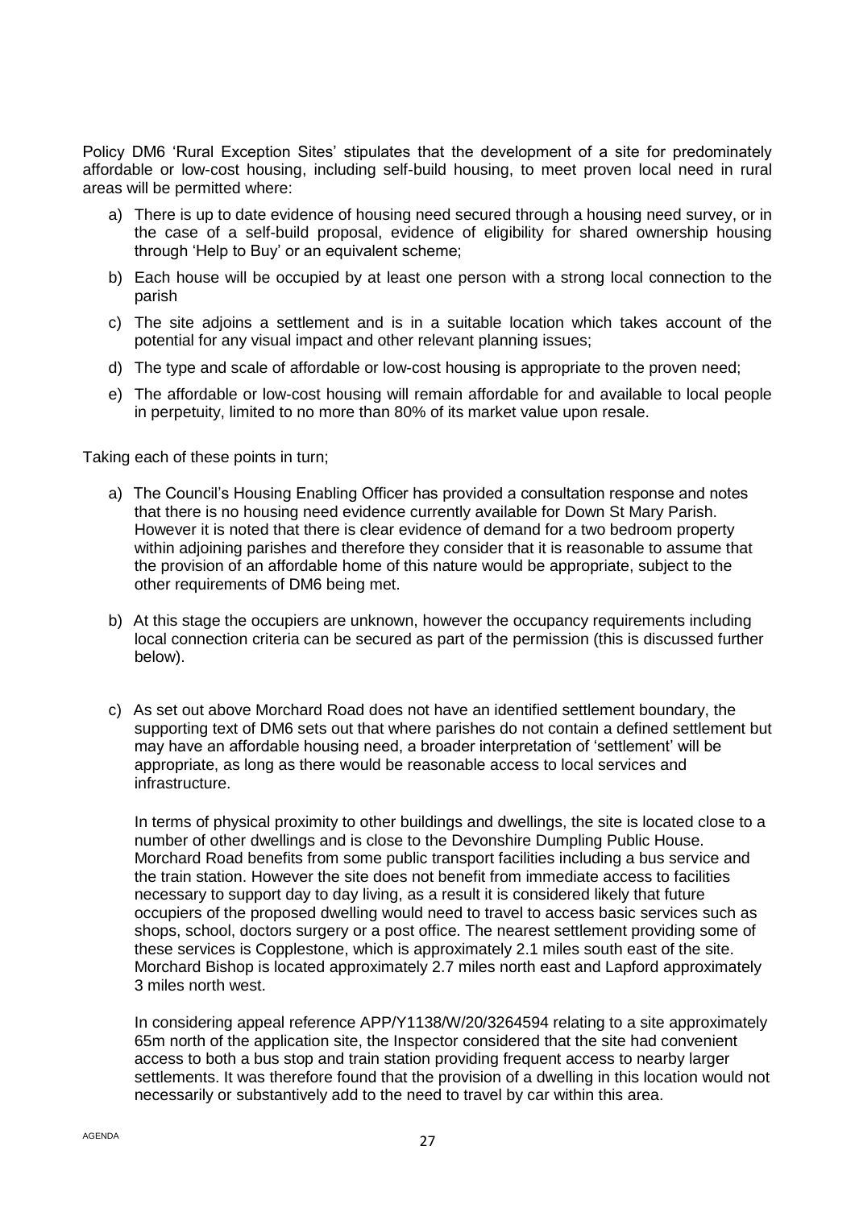Policy DM6 'Rural Exception Sites' stipulates that the development of a site for predominately affordable or low-cost housing, including self-build housing, to meet proven local need in rural areas will be permitted where:

a) There is up to date evidence of housing need secured through a housing need survey, or in the case of a self-build proposal, evidence of eligibility for shared ownership housing through 'Help to Buy' or an equivalent scheme;

b) Each house will be occupied by at least one person with a strong local connection to the parish

c) The site adjoins a settlement and is in a suitable location which takes account of the potential for any visual impact and other relevant planning issues;

d) The type and scale of affordable or low-cost housing is appropriate to the proven need;

e) The affordable or low-cost housing will remain affordable for and available to local people in perpetuity, limited to no more than 80% of its market value upon resale.

Taking each of these points in turn;

a) The Council's Housing Enabling Officer has provided a consultation response and notes that there is no housing need evidence currently available for Down St Mary Parish. However it is noted that there is clear evidence of demand for a two bedroom property within adjoining parishes and therefore they consider that it is reasonable to assume that the provision of an affordable home of this nature would be appropriate, subject to the other requirements of DM6 being met.

b) At this stage the occupiers are unknown, however the occupancy requirements including local connection criteria can be secured as part of the permission (this is discussed further below).

c) As set out above Morchard Road does not have an identified settlement boundary, the supporting text of DM6 sets out that where parishes do not contain a defined settlement but may have an affordable housing need, a broader interpretation of 'settlement' will be appropriate, as long as there would be reasonable access to local services and infrastructure.

   In terms of physical proximity to other buildings and dwellings, the site is located close to a number of other dwellings and is close to the Devonshire Dumpling Public House. Morchard Road benefits from some public transport facilities including a bus service and the train station. However the site does not benefit from immediate access to facilities necessary to support day to day living, as a result it is considered likely that future occupiers of the proposed dwelling would need to travel to access basic services such as shops, school, doctors surgery or a post office. The nearest settlement providing some of these services is Copplestone, which is approximately 2.1 miles south east of the site. Morchard Bishop is located approximately 2.7 miles north east and Lapford approximately 3 miles north west.

   In considering appeal reference APP/Y1138/W/20/3264594 relating to a site approximately 65m north of the application site, the Inspector considered that the site had convenient access to both a bus stop and train station providing frequent access to nearby larger settlements. It was therefore found that the provision of a dwelling in this location would not necessarily or substantively add to the need to travel by car within this area.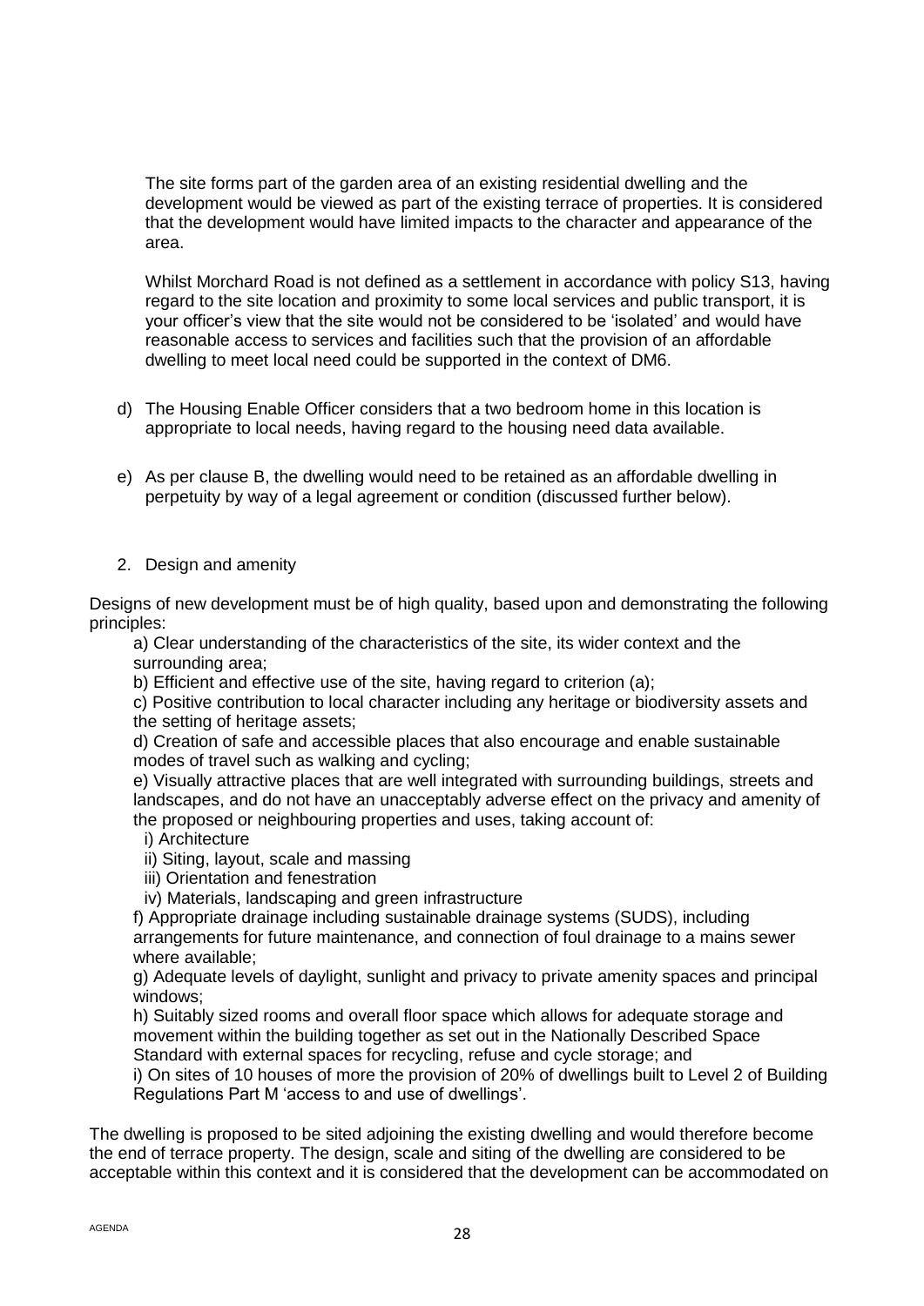The site forms part of the garden area of an existing residential dwelling and the development would be viewed as part of the existing terrace of properties. It is considered that the development would have limited impacts to the character and appearance of the area.

Whilst Morchard Road is not defined as a settlement in accordance with policy S13, having regard to the site location and proximity to some local services and public transport, it is your officer's view that the site would not be considered to be 'isolated' and would have reasonable access to services and facilities such that the provision of an affordable dwelling to meet local need could be supported in the context of DM6.

d) The Housing Enable Officer considers that a two bedroom home in this location is appropriate to local needs, having regard to the housing need data available.

e) As per clause B, the dwelling would need to be retained as an affordable dwelling in perpetuity by way of a legal agreement or condition (discussed further below).

2. Design and amenity

Designs of new development must be of high quality, based upon and demonstrating the following principles:

a) Clear understanding of the characteristics of the site, its wider context and the surrounding area;
b) Efficient and effective use of the site, having regard to criterion (a);
c) Positive contribution to local character including any heritage or biodiversity assets and the setting of heritage assets;
d) Creation of safe and accessible places that also encourage and enable sustainable modes of travel such as walking and cycling;
e) Visually attractive places that are well integrated with surrounding buildings, streets and landscapes, and do not have an unacceptably adverse effect on the privacy and amenity of the proposed or neighbouring properties and uses, taking account of:
  i) Architecture
  ii) Siting, layout, scale and massing
  iii) Orientation and fenestration
  iv) Materials, landscaping and green infrastructure
f) Appropriate drainage including sustainable drainage systems (SUDS), including arrangements for future maintenance, and connection of foul drainage to a mains sewer where available;
g) Adequate levels of daylight, sunlight and privacy to private amenity spaces and principal windows;
h) Suitably sized rooms and overall floor space which allows for adequate storage and movement within the building together as set out in the Nationally Described Space Standard with external spaces for recycling, refuse and cycle storage; and
i) On sites of 10 houses of more the provision of 20% of dwellings built to Level 2 of Building Regulations Part M 'access to and use of dwellings'.

The dwelling is proposed to be sited adjoining the existing dwelling and would therefore become the end of terrace property. The design, scale and siting of the dwelling are considered to be acceptable within this context and it is considered that the development can be accommodated on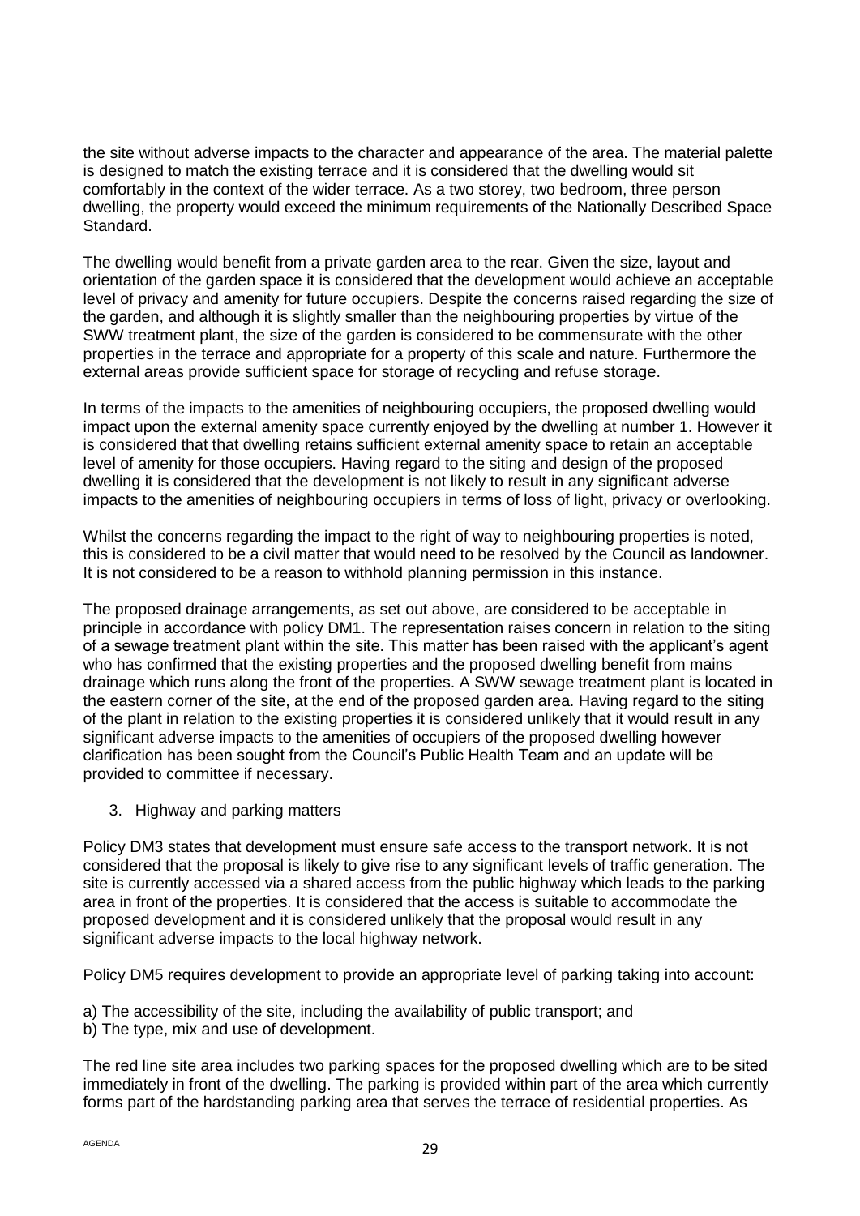the site without adverse impacts to the character and appearance of the area. The material palette is designed to match the existing terrace and it is considered that the dwelling would sit comfortably in the context of the wider terrace. As a two storey, two bedroom, three person dwelling, the property would exceed the minimum requirements of the Nationally Described Space Standard.

The dwelling would benefit from a private garden area to the rear. Given the size, layout and orientation of the garden space it is considered that the development would achieve an acceptable level of privacy and amenity for future occupiers. Despite the concerns raised regarding the size of the garden, and although it is slightly smaller than the neighbouring properties by virtue of the SWW treatment plant, the size of the garden is considered to be commensurate with the other properties in the terrace and appropriate for a property of this scale and nature. Furthermore the external areas provide sufficient space for storage of recycling and refuse storage.

In terms of the impacts to the amenities of neighbouring occupiers, the proposed dwelling would impact upon the external amenity space currently enjoyed by the dwelling at number 1. However it is considered that that dwelling retains sufficient external amenity space to retain an acceptable level of amenity for those occupiers. Having regard to the siting and design of the proposed dwelling it is considered that the development is not likely to result in any significant adverse impacts to the amenities of neighbouring occupiers in terms of loss of light, privacy or overlooking.

Whilst the concerns regarding the impact to the right of way to neighbouring properties is noted, this is considered to be a civil matter that would need to be resolved by the Council as landowner. It is not considered to be a reason to withhold planning permission in this instance.

The proposed drainage arrangements, as set out above, are considered to be acceptable in principle in accordance with policy DM1. The representation raises concern in relation to the siting of a sewage treatment plant within the site. This matter has been raised with the applicant's agent who has confirmed that the existing properties and the proposed dwelling benefit from mains drainage which runs along the front of the properties. A SWW sewage treatment plant is located in the eastern corner of the site, at the end of the proposed garden area. Having regard to the siting of the plant in relation to the existing properties it is considered unlikely that it would result in any significant adverse impacts to the amenities of occupiers of the proposed dwelling however clarification has been sought from the Council's Public Health Team and an update will be provided to committee if necessary.

3. Highway and parking matters

Policy DM3 states that development must ensure safe access to the transport network. It is not considered that the proposal is likely to give rise to any significant levels of traffic generation. The site is currently accessed via a shared access from the public highway which leads to the parking area in front of the properties. It is considered that the access is suitable to accommodate the proposed development and it is considered unlikely that the proposal would result in any significant adverse impacts to the local highway network.

Policy DM5 requires development to provide an appropriate level of parking taking into account:

a) The accessibility of the site, including the availability of public transport; and
b) The type, mix and use of development.

The red line site area includes two parking spaces for the proposed dwelling which are to be sited immediately in front of the dwelling. The parking is provided within part of the area which currently forms part of the hardstanding parking area that serves the terrace of residential properties. As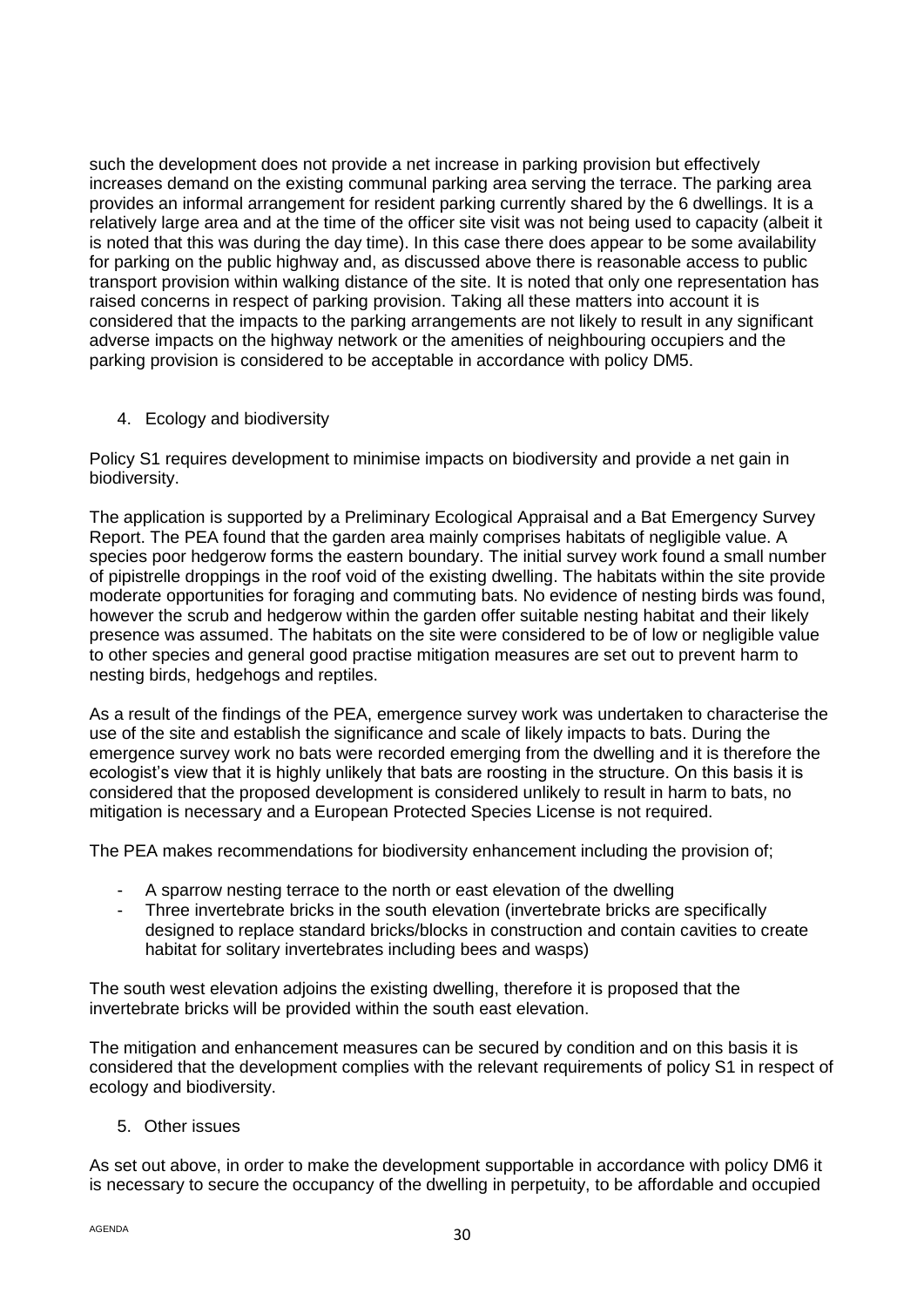such the development does not provide a net increase in parking provision but effectively increases demand on the existing communal parking area serving the terrace. The parking area provides an informal arrangement for resident parking currently shared by the 6 dwellings. It is a relatively large area and at the time of the officer site visit was not being used to capacity (albeit it is noted that this was during the day time). In this case there does appear to be some availability for parking on the public highway and, as discussed above there is reasonable access to public transport provision within walking distance of the site. It is noted that only one representation has raised concerns in respect of parking provision. Taking all these matters into account it is considered that the impacts to the parking arrangements are not likely to result in any significant adverse impacts on the highway network or the amenities of neighbouring occupiers and the parking provision is considered to be acceptable in accordance with policy DM5.

4. Ecology and biodiversity

Policy S1 requires development to minimise impacts on biodiversity and provide a net gain in biodiversity.

The application is supported by a Preliminary Ecological Appraisal and a Bat Emergency Survey Report. The PEA found that the garden area mainly comprises habitats of negligible value. A species poor hedgerow forms the eastern boundary. The initial survey work found a small number of pipistrelle droppings in the roof void of the existing dwelling. The habitats within the site provide moderate opportunities for foraging and commuting bats. No evidence of nesting birds was found, however the scrub and hedgerow within the garden offer suitable nesting habitat and their likely presence was assumed. The habitats on the site were considered to be of low or negligible value to other species and general good practise mitigation measures are set out to prevent harm to nesting birds, hedgehogs and reptiles.

As a result of the findings of the PEA, emergence survey work was undertaken to characterise the use of the site and establish the significance and scale of likely impacts to bats. During the emergence survey work no bats were recorded emerging from the dwelling and it is therefore the ecologist's view that it is highly unlikely that bats are roosting in the structure. On this basis it is considered that the proposed development is considered unlikely to result in harm to bats, no mitigation is necessary and a European Protected Species License is not required.

The PEA makes recommendations for biodiversity enhancement including the provision of;

- A sparrow nesting terrace to the north or east elevation of the dwelling
- Three invertebrate bricks in the south elevation (invertebrate bricks are specifically designed to replace standard bricks/blocks in construction and contain cavities to create habitat for solitary invertebrates including bees and wasps)

The south west elevation adjoins the existing dwelling, therefore it is proposed that the invertebrate bricks will be provided within the south east elevation.

The mitigation and enhancement measures can be secured by condition and on this basis it is considered that the development complies with the relevant requirements of policy S1 in respect of ecology and biodiversity.

5. Other issues

As set out above, in order to make the development supportable in accordance with policy DM6 it is necessary to secure the occupancy of the dwelling in perpetuity, to be affordable and occupied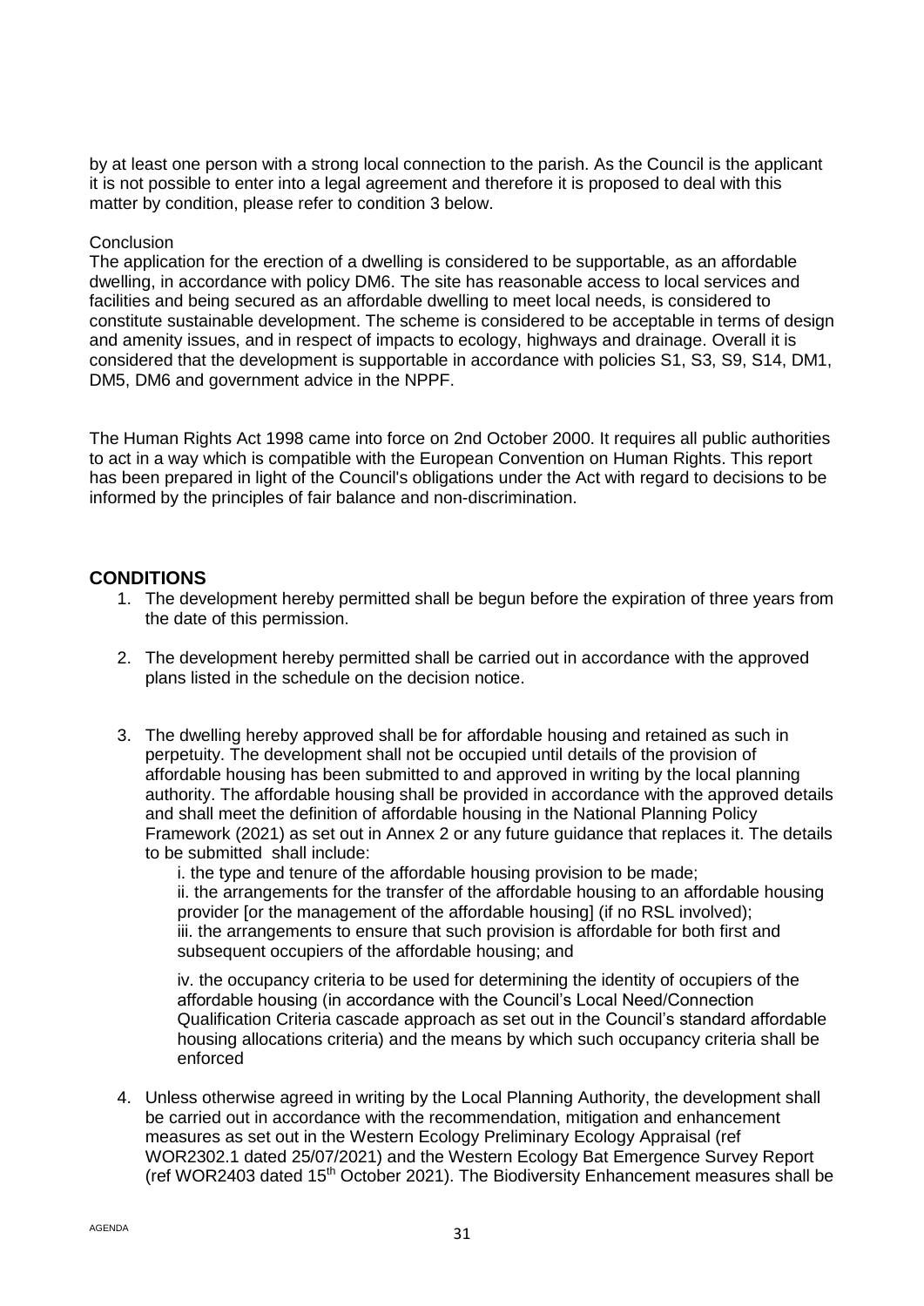by at least one person with a strong local connection to the parish. As the Council is the applicant it is not possible to enter into a legal agreement and therefore it is proposed to deal with this matter by condition, please refer to condition 3 below.

Conclusion

The application for the erection of a dwelling is considered to be supportable, as an affordable dwelling, in accordance with policy DM6. The site has reasonable access to local services and facilities and being secured as an affordable dwelling to meet local needs, is considered to constitute sustainable development. The scheme is considered to be acceptable in terms of design and amenity issues, and in respect of impacts to ecology, highways and drainage. Overall it is considered that the development is supportable in accordance with policies S1, S3, S9, S14, DM1, DM5, DM6 and government advice in the NPPF.

The Human Rights Act 1998 came into force on 2nd October 2000. It requires all public authorities to act in a way which is compatible with the European Convention on Human Rights. This report has been prepared in light of the Council's obligations under the Act with regard to decisions to be informed by the principles of fair balance and non-discrimination.

## CONDITIONS

1. The development hereby permitted shall be begun before the expiration of three years from the date of this permission.

2. The development hereby permitted shall be carried out in accordance with the approved plans listed in the schedule on the decision notice.

3. The dwelling hereby approved shall be for affordable housing and retained as such in perpetuity. The development shall not be occupied until details of the provision of affordable housing has been submitted to and approved in writing by the local planning authority. The affordable housing shall be provided in accordance with the approved details and shall meet the definition of affordable housing in the National Planning Policy Framework (2021) as set out in Annex 2 or any future guidance that replaces it. The details to be submitted shall include:

   i. the type and tenure of the affordable housing provision to be made;
   ii. the arrangements for the transfer of the affordable housing to an affordable housing provider [or the management of the affordable housing] (if no RSL involved);
   iii. the arrangements to ensure that such provision is affordable for both first and subsequent occupiers of the affordable housing; and

   iv. the occupancy criteria to be used for determining the identity of occupiers of the affordable housing (in accordance with the Council's Local Need/Connection Qualification Criteria cascade approach as set out in the Council's standard affordable housing allocations criteria) and the means by which such occupancy criteria shall be enforced

4. Unless otherwise agreed in writing by the Local Planning Authority, the development shall be carried out in accordance with the recommendation, mitigation and enhancement measures as set out in the Western Ecology Preliminary Ecology Appraisal (ref WOR2302.1 dated 25/07/2021) and the Western Ecology Bat Emergence Survey Report (ref WOR2403 dated 15th October 2021). The Biodiversity Enhancement measures shall be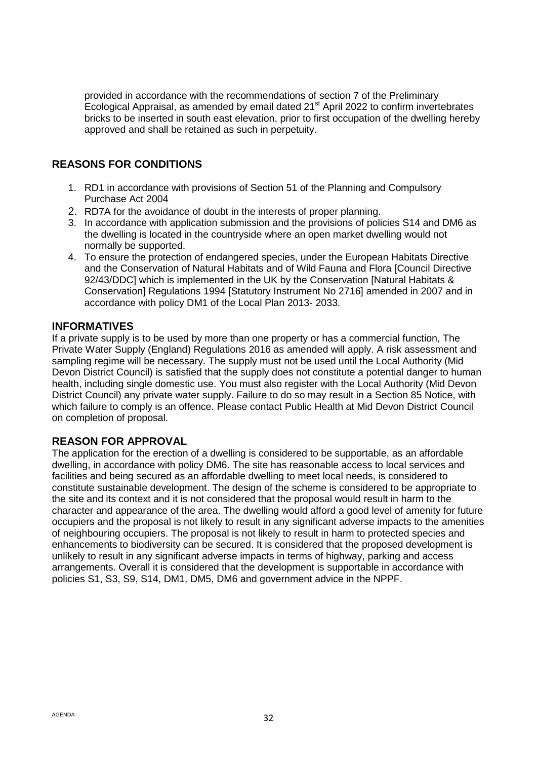provided in accordance with the recommendations of section 7 of the Preliminary Ecological Appraisal, as amended by email dated 21st April 2022 to confirm invertebrates bricks to be inserted in south east elevation, prior to first occupation of the dwelling hereby approved and shall be retained as such in perpetuity.

## REASONS FOR CONDITIONS

1. RD1 in accordance with provisions of Section 51 of the Planning and Compulsory Purchase Act 2004
2. RD7A for the avoidance of doubt in the interests of proper planning.
3. In accordance with application submission and the provisions of policies S14 and DM6 as the dwelling is located in the countryside where an open market dwelling would not normally be supported.
4. To ensure the protection of endangered species, under the European Habitats Directive and the Conservation of Natural Habitats and of Wild Fauna and Flora [Council Directive 92/43/DDC] which is implemented in the UK by the Conservation [Natural Habitats & Conservation] Regulations 1994 [Statutory Instrument No 2716] amended in 2007 and in accordance with policy DM1 of the Local Plan 2013- 2033.

## INFORMATIVES

If a private supply is to be used by more than one property or has a commercial function, The Private Water Supply (England) Regulations 2016 as amended will apply. A risk assessment and sampling regime will be necessary. The supply must not be used until the Local Authority (Mid Devon District Council) is satisfied that the supply does not constitute a potential danger to human health, including single domestic use. You must also register with the Local Authority (Mid Devon District Council) any private water supply. Failure to do so may result in a Section 85 Notice, with which failure to comply is an offence. Please contact Public Health at Mid Devon District Council on completion of proposal.

## REASON FOR APPROVAL

The application for the erection of a dwelling is considered to be supportable, as an affordable dwelling, in accordance with policy DM6. The site has reasonable access to local services and facilities and being secured as an affordable dwelling to meet local needs, is considered to constitute sustainable development. The design of the scheme is considered to be appropriate to the site and its context and it is not considered that the proposal would result in harm to the character and appearance of the area. The dwelling would afford a good level of amenity for future occupiers and the proposal is not likely to result in any significant adverse impacts to the amenities of neighbouring occupiers. The proposal is not likely to result in harm to protected species and enhancements to biodiversity can be secured. It is considered that the proposed development is unlikely to result in any significant adverse impacts in terms of highway, parking and access arrangements. Overall it is considered that the development is supportable in accordance with policies S1, S3, S9, S14, DM1, DM5, DM6 and government advice in the NPPF.